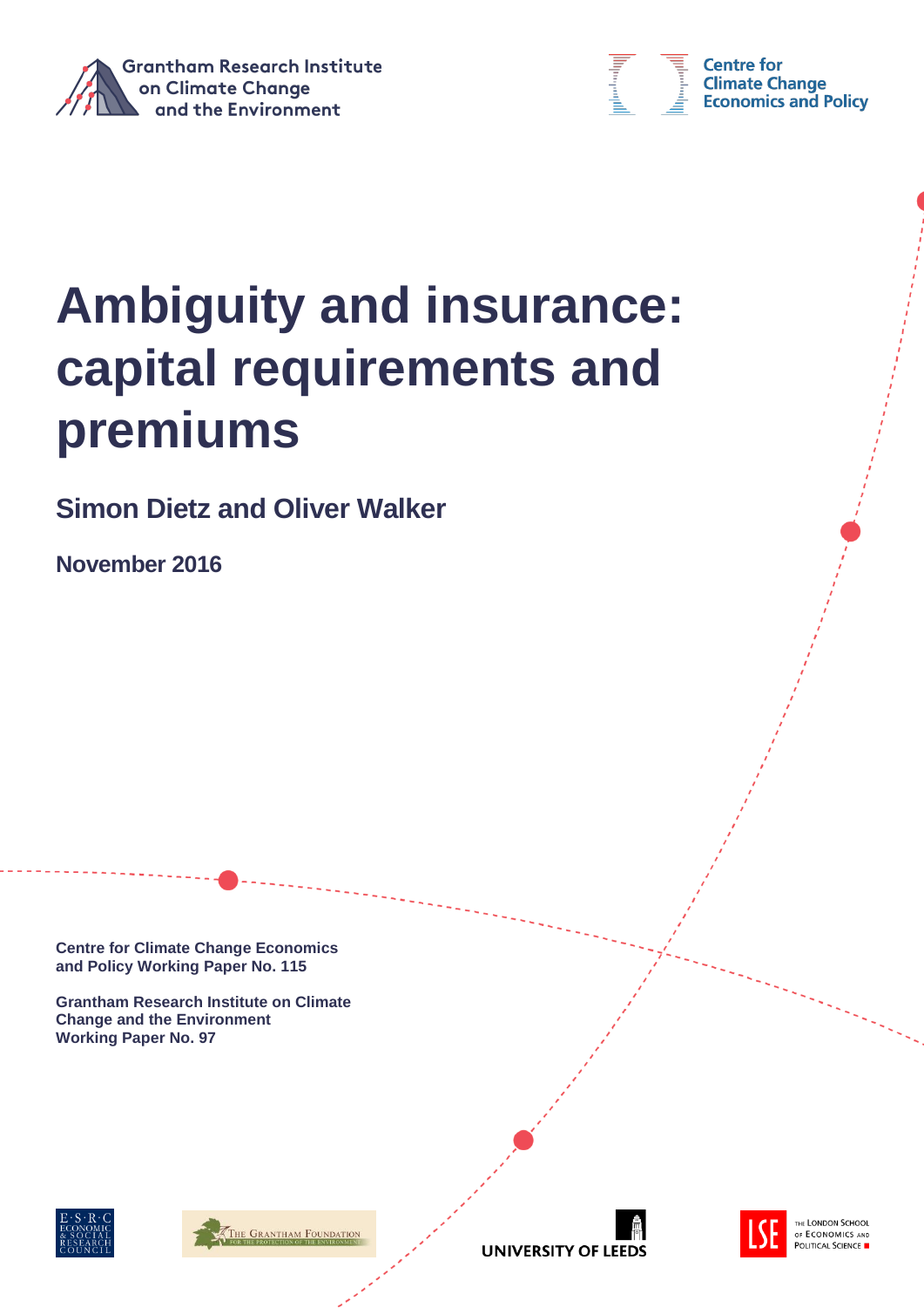Grantham Research Institute on Climate Change and the Environment

Centre for Climate Change Economics and Policy

# Ambiguity and insurance: capital requirements and premiums

## Simon Dietz and Oliver Walker

**November 2016**

**Centre for Climate Change Economics and Policy Working Paper No. 115**

**Grantham Research Institute on Climate Change and the Environment Working Paper No. 97**

ESRC Economic & Social Research Council

The Grantham Foundation for the Protection of the Environment

University of Leeds

LSE The London School of Economics and Political Science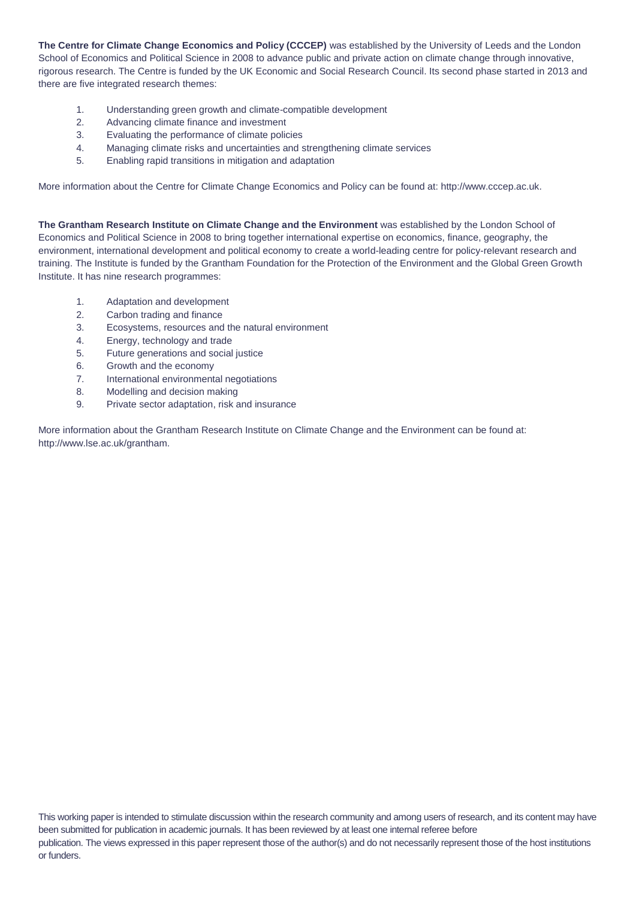**The Centre for Climate Change Economics and Policy (CCCEP)** was established by the University of Leeds and the London School of Economics and Political Science in 2008 to advance public and private action on climate change through innovative, rigorous research. The Centre is funded by the UK Economic and Social Research Council. Its second phase started in 2013 and there are five integrated research themes:

1. Understanding green growth and climate-compatible development
2. Advancing climate finance and investment
3. Evaluating the performance of climate policies
4. Managing climate risks and uncertainties and strengthening climate services
5. Enabling rapid transitions in mitigation and adaptation

More information about the Centre for Climate Change Economics and Policy can be found at: http://www.cccep.ac.uk.

**The Grantham Research Institute on Climate Change and the Environment** was established by the London School of Economics and Political Science in 2008 to bring together international expertise on economics, finance, geography, the environment, international development and political economy to create a world-leading centre for policy-relevant research and training. The Institute is funded by the Grantham Foundation for the Protection of the Environment and the Global Green Growth Institute. It has nine research programmes:

1. Adaptation and development
2. Carbon trading and finance
3. Ecosystems, resources and the natural environment
4. Energy, technology and trade
5. Future generations and social justice
6. Growth and the economy
7. International environmental negotiations
8. Modelling and decision making
9. Private sector adaptation, risk and insurance

More information about the Grantham Research Institute on Climate Change and the Environment can be found at: http://www.lse.ac.uk/grantham.

This working paper is intended to stimulate discussion within the research community and among users of research, and its content may have been submitted for publication in academic journals. It has been reviewed by at least one internal referee before publication. The views expressed in this paper represent those of the author(s) and do not necessarily represent those of the host institutions or funders.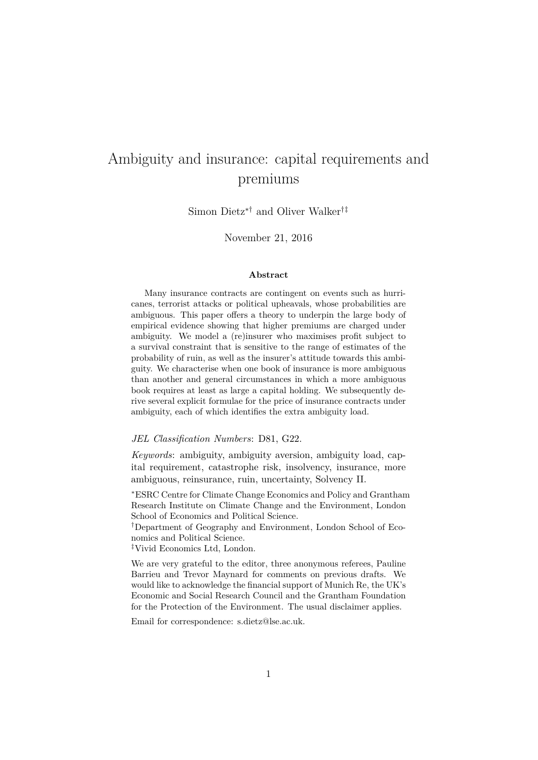# Ambiguity and insurance: capital requirements and premiums

Simon Dietz*† and Oliver Walker†‡

November 21, 2016

### Abstract

Many insurance contracts are contingent on events such as hurricanes, terrorist attacks or political upheavals, whose probabilities are ambiguous. This paper offers a theory to underpin the large body of empirical evidence showing that higher premiums are charged under ambiguity. We model a (re)insurer who maximises profit subject to a survival constraint that is sensitive to the range of estimates of the probability of ruin, as well as the insurer's attitude towards this ambiguity. We characterise when one book of insurance is more ambiguous than another and general circumstances in which a more ambiguous book requires at least as large a capital holding. We subsequently derive several explicit formulae for the price of insurance contracts under ambiguity, each of which identifies the extra ambiguity load.

*JEL Classification Numbers*: D81, G22.

*Keywords*: ambiguity, ambiguity aversion, ambiguity load, capital requirement, catastrophe risk, insolvency, insurance, more ambiguous, reinsurance, ruin, uncertainty, Solvency II.

*ESRC Centre for Climate Change Economics and Policy and Grantham Research Institute on Climate Change and the Environment, London School of Economics and Political Science.

†Department of Geography and Environment, London School of Economics and Political Science.

‡Vivid Economics Ltd, London.

We are very grateful to the editor, three anonymous referees, Pauline Barrieu and Trevor Maynard for comments on previous drafts. We would like to acknowledge the financial support of Munich Re, the UK's Economic and Social Research Council and the Grantham Foundation for the Protection of the Environment. The usual disclaimer applies.

Email for correspondence: s.dietz@lse.ac.uk.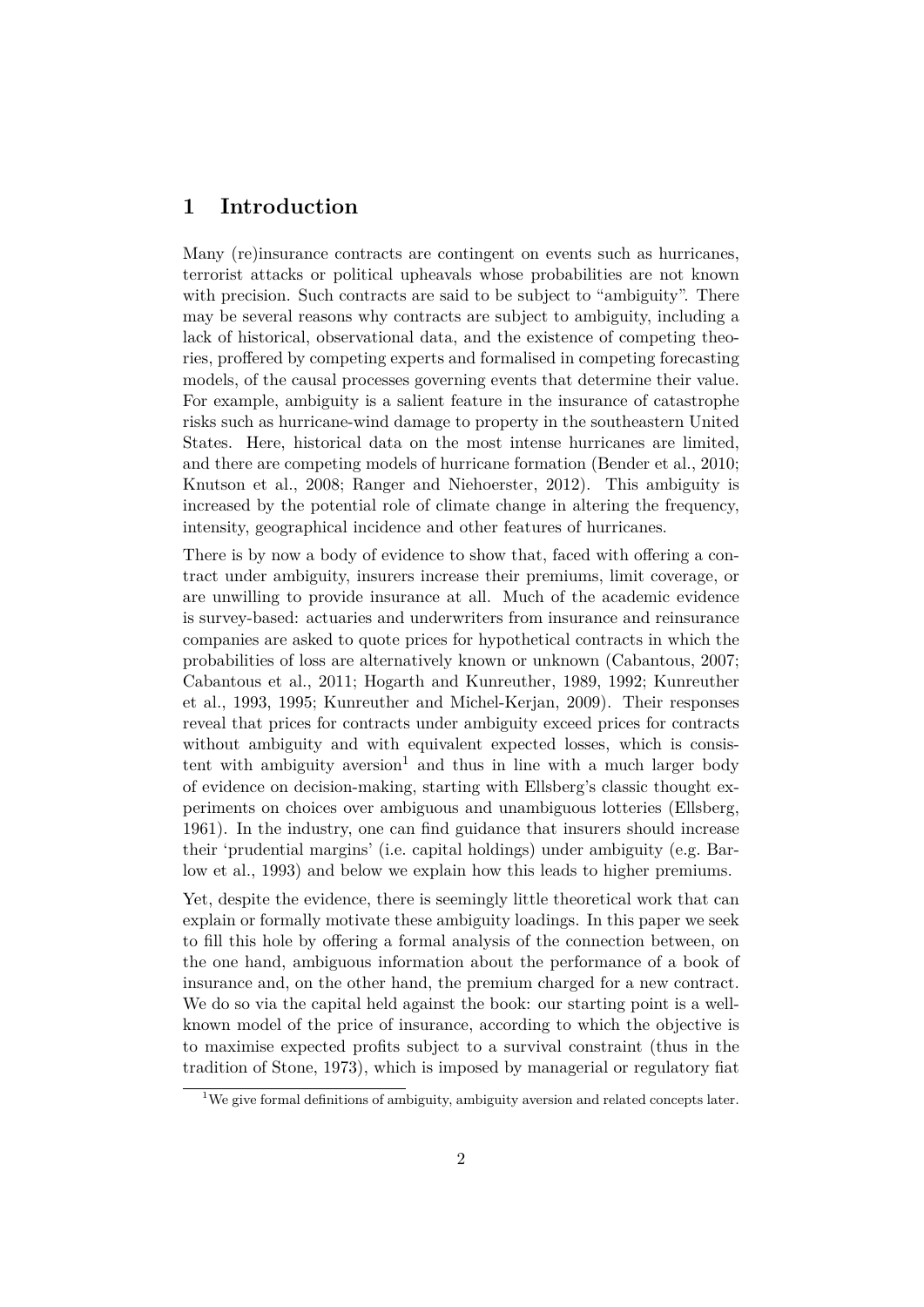## 1 Introduction

Many (re)insurance contracts are contingent on events such as hurricanes, terrorist attacks or political upheavals whose probabilities are not known with precision. Such contracts are said to be subject to "ambiguity". There may be several reasons why contracts are subject to ambiguity, including a lack of historical, observational data, and the existence of competing theories, proffered by competing experts and formalised in competing forecasting models, of the causal processes governing events that determine their value. For example, ambiguity is a salient feature in the insurance of catastrophe risks such as hurricane-wind damage to property in the southeastern United States. Here, historical data on the most intense hurricanes are limited, and there are competing models of hurricane formation (Bender et al., 2010; Knutson et al., 2008; Ranger and Niehoerster, 2012). This ambiguity is increased by the potential role of climate change in altering the frequency, intensity, geographical incidence and other features of hurricanes.

There is by now a body of evidence to show that, faced with offering a contract under ambiguity, insurers increase their premiums, limit coverage, or are unwilling to provide insurance at all. Much of the academic evidence is survey-based: actuaries and underwriters from insurance and reinsurance companies are asked to quote prices for hypothetical contracts in which the probabilities of loss are alternatively known or unknown (Cabantous, 2007; Cabantous et al., 2011; Hogarth and Kunreuther, 1989, 1992; Kunreuther et al., 1993, 1995; Kunreuther and Michel-Kerjan, 2009). Their responses reveal that prices for contracts under ambiguity exceed prices for contracts without ambiguity and with equivalent expected losses, which is consistent with ambiguity aversion[1] and thus in line with a much larger body of evidence on decision-making, starting with Ellsberg's classic thought experiments on choices over ambiguous and unambiguous lotteries (Ellsberg, 1961). In the industry, one can find guidance that insurers should increase their 'prudential margins' (i.e. capital holdings) under ambiguity (e.g. Barlow et al., 1993) and below we explain how this leads to higher premiums.

Yet, despite the evidence, there is seemingly little theoretical work that can explain or formally motivate these ambiguity loadings. In this paper we seek to fill this hole by offering a formal analysis of the connection between, on the one hand, ambiguous information about the performance of a book of insurance and, on the other hand, the premium charged for a new contract. We do so via the capital held against the book: our starting point is a well-known model of the price of insurance, according to which the objective is to maximise expected profits subject to a survival constraint (thus in the tradition of Stone, 1973), which is imposed by managerial or regulatory fiat

[1] We give formal definitions of ambiguity, ambiguity aversion and related concepts later.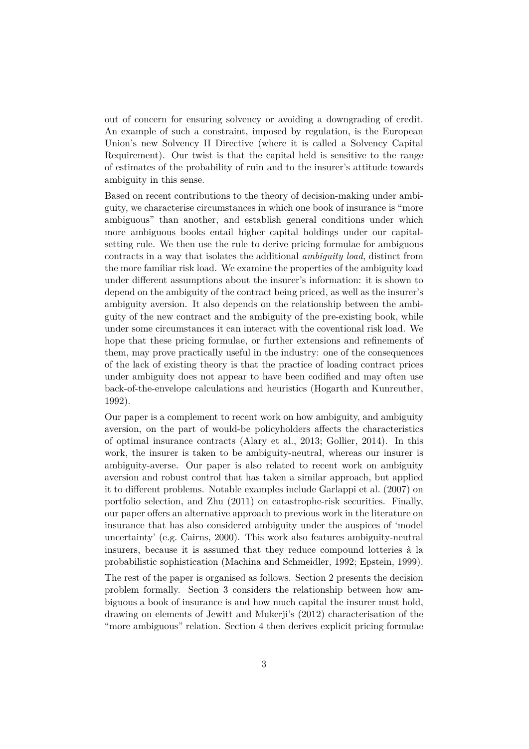out of concern for ensuring solvency or avoiding a downgrading of credit. An example of such a constraint, imposed by regulation, is the European Union's new Solvency II Directive (where it is called a Solvency Capital Requirement). Our twist is that the capital held is sensitive to the range of estimates of the probability of ruin and to the insurer's attitude towards ambiguity in this sense.

Based on recent contributions to the theory of decision-making under ambiguity, we characterise circumstances in which one book of insurance is "more ambiguous" than another, and establish general conditions under which more ambiguous books entail higher capital holdings under our capital-setting rule. We then use the rule to derive pricing formulae for ambiguous contracts in a way that isolates the additional *ambiguity load*, distinct from the more familiar risk load. We examine the properties of the ambiguity load under different assumptions about the insurer's information: it is shown to depend on the ambiguity of the contract being priced, as well as the insurer's ambiguity aversion. It also depends on the relationship between the ambiguity of the new contract and the ambiguity of the pre-existing book, while under some circumstances it can interact with the coventional risk load. We hope that these pricing formulae, or further extensions and refinements of them, may prove practically useful in the industry: one of the consequences of the lack of existing theory is that the practice of loading contract prices under ambiguity does not appear to have been codified and may often use back-of-the-envelope calculations and heuristics (Hogarth and Kunreuther, 1992).

Our paper is a complement to recent work on how ambiguity, and ambiguity aversion, on the part of would-be policyholders affects the characteristics of optimal insurance contracts (Alary et al., 2013; Gollier, 2014). In this work, the insurer is taken to be ambiguity-neutral, whereas our insurer is ambiguity-averse. Our paper is also related to recent work on ambiguity aversion and robust control that has taken a similar approach, but applied it to different problems. Notable examples include Garlappi et al. (2007) on portfolio selection, and Zhu (2011) on catastrophe-risk securities. Finally, our paper offers an alternative approach to previous work in the literature on insurance that has also considered ambiguity under the auspices of 'model uncertainty' (e.g. Cairns, 2000). This work also features ambiguity-neutral insurers, because it is assumed that they reduce compound lotteries à la probabilistic sophistication (Machina and Schmeidler, 1992; Epstein, 1999).

The rest of the paper is organised as follows. Section 2 presents the decision problem formally. Section 3 considers the relationship between how ambiguous a book of insurance is and how much capital the insurer must hold, drawing on elements of Jewitt and Mukerji's (2012) characterisation of the "more ambiguous" relation. Section 4 then derives explicit pricing formulae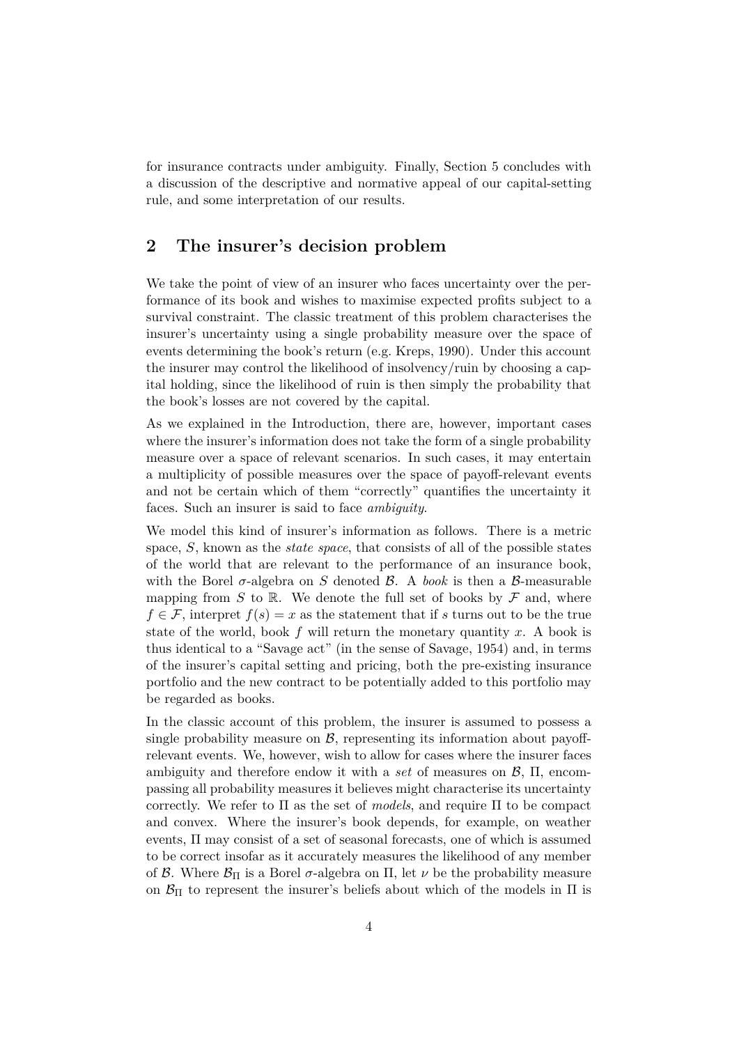for insurance contracts under ambiguity. Finally, Section 5 concludes with a discussion of the descriptive and normative appeal of our capital-setting rule, and some interpretation of our results.

## 2 The insurer's decision problem

We take the point of view of an insurer who faces uncertainty over the performance of its book and wishes to maximise expected profits subject to a survival constraint. The classic treatment of this problem characterises the insurer's uncertainty using a single probability measure over the space of events determining the book's return (e.g. Kreps, 1990). Under this account the insurer may control the likelihood of insolvency/ruin by choosing a capital holding, since the likelihood of ruin is then simply the probability that the book's losses are not covered by the capital.

As we explained in the Introduction, there are, however, important cases where the insurer's information does not take the form of a single probability measure over a space of relevant scenarios. In such cases, it may entertain a multiplicity of possible measures over the space of payoff-relevant events and not be certain which of them "correctly" quantifies the uncertainty it faces. Such an insurer is said to face *ambiguity*.

We model this kind of insurer's information as follows. There is a metric space, $S$, known as the *state space*, that consists of all of the possible states of the world that are relevant to the performance of an insurance book, with the Borel $\sigma$-algebra on $S$ denoted $\mathcal{B}$. A *book* is then a $\mathcal{B}$-measurable mapping from $S$ to $\mathbb{R}$. We denote the full set of books by $\mathcal{F}$ and, where $f \in \mathcal{F}$, interpret $f(s) = x$ as the statement that if $s$ turns out to be the true state of the world, book $f$ will return the monetary quantity $x$. A book is thus identical to a "Savage act" (in the sense of Savage, 1954) and, in terms of the insurer's capital setting and pricing, both the pre-existing insurance portfolio and the new contract to be potentially added to this portfolio may be regarded as books.

In the classic account of this problem, the insurer is assumed to possess a single probability measure on $\mathcal{B}$, representing its information about payoff-relevant events. We, however, wish to allow for cases where the insurer faces ambiguity and therefore endow it with a *set* of measures on $\mathcal{B}$, $\Pi$, encompassing all probability measures it believes might characterise its uncertainty correctly. We refer to $\Pi$ as the set of *models*, and require $\Pi$ to be compact and convex. Where the insurer's book depends, for example, on weather events, $\Pi$ may consist of a set of seasonal forecasts, one of which is assumed to be correct insofar as it accurately measures the likelihood of any member of $\mathcal{B}$. Where $\mathcal{B}_\Pi$ is a Borel $\sigma$-algebra on $\Pi$, let $\nu$ be the probability measure on $\mathcal{B}_\Pi$ to represent the insurer's beliefs about which of the models in $\Pi$ is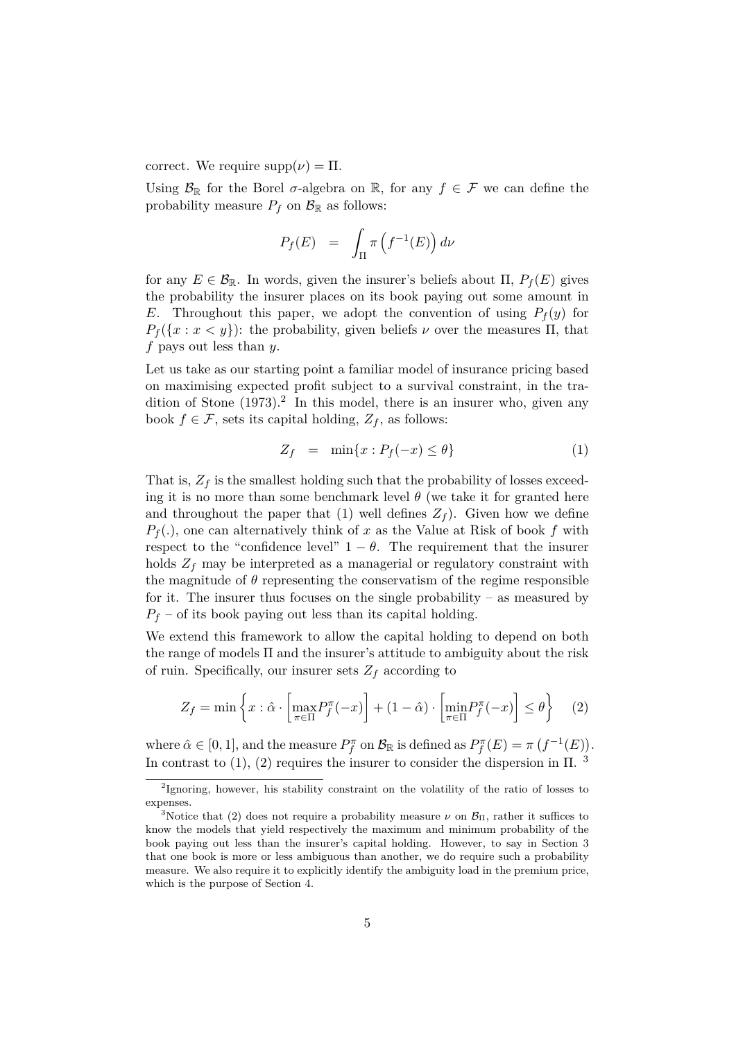correct. We require $\text{supp}(\nu) = \Pi$.

Using $\mathcal{B}_{\mathbb{R}}$ for the Borel $\sigma$-algebra on $\mathbb{R}$, for any $f \in \mathcal{F}$ we can define the probability measure $P_f$ on $\mathcal{B}_{\mathbb{R}}$ as follows:

$$P_f(E) \quad = \quad \int_{\Pi} \pi\left(f^{-1}(E)\right) d\nu$$

for any $E \in \mathcal{B}_{\mathbb{R}}$. In words, given the insurer's beliefs about $\Pi$, $P_f(E)$ gives the probability the insurer places on its book paying out some amount in $E$. Throughout this paper, we adopt the convention of using $P_f(y)$ for $P_f(\{x : x < y\})$: the probability, given beliefs $\nu$ over the measures $\Pi$, that $f$ pays out less than $y$.

Let us take as our starting point a familiar model of insurance pricing based on maximising expected profit subject to a survival constraint, in the tradition of Stone (1973).[2] In this model, there is an insurer who, given any book $f \in \mathcal{F}$, sets its capital holding, $Z_f$, as follows:

$$Z_f \quad = \quad \min\{x : P_f(-x) \leq \theta\} \tag{1}$$

That is, $Z_f$ is the smallest holding such that the probability of losses exceeding it is no more than some benchmark level $\theta$ (we take it for granted here and throughout the paper that (1) well defines $Z_f$). Given how we define $P_f(.)$, one can alternatively think of $x$ as the Value at Risk of book $f$ with respect to the "confidence level" $1 - \theta$. The requirement that the insurer holds $Z_f$ may be interpreted as a managerial or regulatory constraint with the magnitude of $\theta$ representing the conservatism of the regime responsible for it. The insurer thus focuses on the single probability – as measured by $P_f$ – of its book paying out less than its capital holding.

We extend this framework to allow the capital holding to depend on both the range of models $\Pi$ and the insurer's attitude to ambiguity about the risk of ruin. Specifically, our insurer sets $Z_f$ according to

$$Z_f = \min\left\{x : \hat{\alpha} \cdot \left[\max_{\pi\in\Pi} P_f^{\pi}(-x)\right] + (1 - \hat{\alpha}) \cdot \left[\min_{\pi\in\Pi} P_f^{\pi}(-x)\right] \leq \theta\right\} \tag{2}$$

where $\hat{\alpha} \in [0, 1]$, and the measure $P_f^{\pi}$ on $\mathcal{B}_{\mathbb{R}}$ is defined as $P_f^{\pi}(E) = \pi\left(f^{-1}(E)\right)$. In contrast to (1), (2) requires the insurer to consider the dispersion in $\Pi$. [3]

---

[2] Ignoring, however, his stability constraint on the volatility of the ratio of losses to expenses.

[3] Notice that (2) does not require a probability measure $\nu$ on $\mathcal{B}_{\Pi}$, rather it suffices to know the models that yield respectively the maximum and minimum probability of the book paying out less than the insurer's capital holding. However, to say in Section 3 that one book is more or less ambiguous than another, we do require such a probability measure. We also require it to explicitly identify the ambiguity load in the premium price, which is the purpose of Section 4.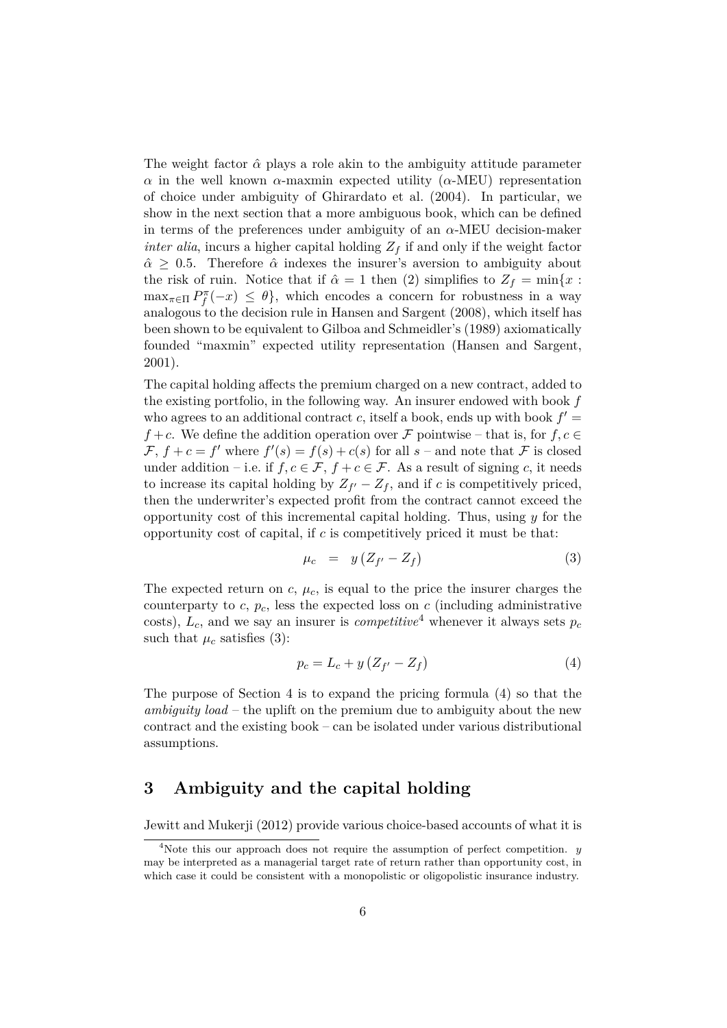The weight factor $\hat{\alpha}$ plays a role akin to the ambiguity attitude parameter $\alpha$ in the well known $\alpha$-maxmin expected utility ($\alpha$-MEU) representation of choice under ambiguity of Ghirardato et al. (2004). In particular, we show in the next section that a more ambiguous book, which can be defined in terms of the preferences under ambiguity of an $\alpha$-MEU decision-maker *inter alia*, incurs a higher capital holding $Z_f$ if and only if the weight factor $\hat{\alpha} \geq 0.5$. Therefore $\hat{\alpha}$ indexes the insurer's aversion to ambiguity about the risk of ruin. Notice that if $\hat{\alpha} = 1$ then (2) simplifies to $Z_f = \min\{x : \max_{\pi \in \Pi} P_f^{\pi}(-x) \leq \theta\}$, which encodes a concern for robustness in a way analogous to the decision rule in Hansen and Sargent (2008), which itself has been shown to be equivalent to Gilboa and Schmeidler's (1989) axiomatically founded "maxmin" expected utility representation (Hansen and Sargent, 2001).

The capital holding affects the premium charged on a new contract, added to the existing portfolio, in the following way. An insurer endowed with book $f$ who agrees to an additional contract $c$, itself a book, ends up with book $f' = f + c$. We define the addition operation over $\mathcal{F}$ pointwise – that is, for $f, c \in \mathcal{F}$, $f + c = f'$ where $f'(s) = f(s) + c(s)$ for all $s$ – and note that $\mathcal{F}$ is closed under addition – i.e. if $f, c \in \mathcal{F}$, $f + c \in \mathcal{F}$. As a result of signing $c$, it needs to increase its capital holding by $Z_{f'} - Z_f$, and if $c$ is competitively priced, then the underwriter's expected profit from the contract cannot exceed the opportunity cost of this incremental capital holding. Thus, using $y$ for the opportunity cost of capital, if $c$ is competitively priced it must be that:

$$\mu_c \quad = \quad y\left(Z_{f'} - Z_f\right) \tag{3}$$

The expected return on $c$, $\mu_c$, is equal to the price the insurer charges the counterparty to $c$, $p_c$, less the expected loss on $c$ (including administrative costs), $L_c$, and we say an insurer is *competitive*[4] whenever it always sets $p_c$ such that $\mu_c$ satisfies (3):

$$p_c = L_c + y\left(Z_{f'} - Z_f\right) \tag{4}$$

The purpose of Section 4 is to expand the pricing formula (4) so that the *ambiguity load* – the uplift on the premium due to ambiguity about the new contract and the existing book – can be isolated under various distributional assumptions.

## 3 Ambiguity and the capital holding

Jewitt and Mukerji (2012) provide various choice-based accounts of what it is

[4] Note this our approach does not require the assumption of perfect competition. $y$ may be interpreted as a managerial target rate of return rather than opportunity cost, in which case it could be consistent with a monopolistic or oligopolistic insurance industry.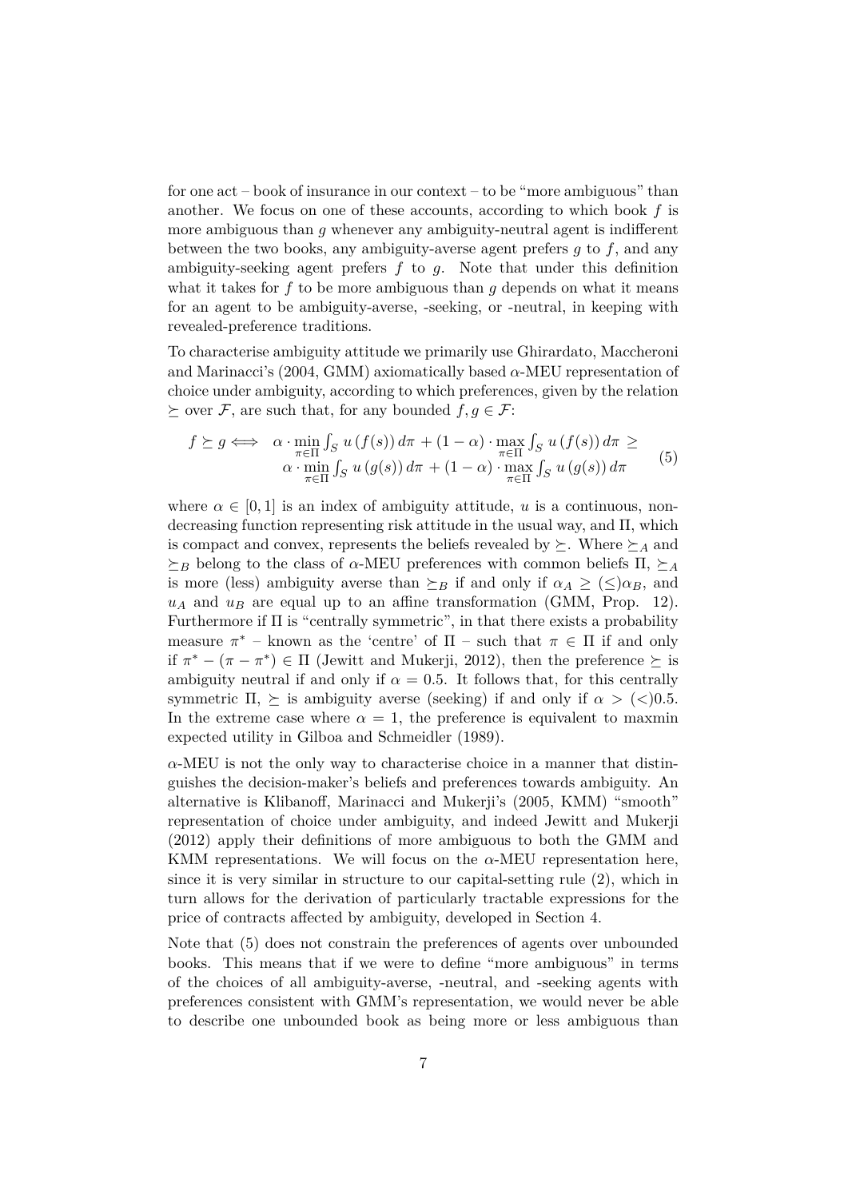for one act – book of insurance in our context – to be "more ambiguous" than another. We focus on one of these accounts, according to which book $f$ is more ambiguous than $g$ whenever any ambiguity-neutral agent is indifferent between the two books, any ambiguity-averse agent prefers $g$ to $f$, and any ambiguity-seeking agent prefers $f$ to $g$. Note that under this definition what it takes for $f$ to be more ambiguous than $g$ depends on what it means for an agent to be ambiguity-averse, -seeking, or -neutral, in keeping with revealed-preference traditions.

To characterise ambiguity attitude we primarily use Ghirardato, Maccheroni and Marinacci's (2004, GMM) axiomatically based $\alpha$-MEU representation of choice under ambiguity, according to which preferences, given by the relation $\succeq$ over $\mathcal{F}$, are such that, for any bounded $f, g \in \mathcal{F}$:

$$
\begin{aligned}
f \succeq g \iff \quad & \alpha \cdot \min_{\pi \in \Pi} \int_S u\left(f(s)\right) d\pi + (1-\alpha) \cdot \max_{\pi \in \Pi} \int_S u\left(f(s)\right) d\pi \geq \\
& \alpha \cdot \min_{\pi \in \Pi} \int_S u\left(g(s)\right) d\pi + (1-\alpha) \cdot \max_{\pi \in \Pi} \int_S u\left(g(s)\right) d\pi
\end{aligned} \tag{5}
$$

where $\alpha \in [0, 1]$ is an index of ambiguity attitude, $u$ is a continuous, non-decreasing function representing risk attitude in the usual way, and $\Pi$, which is compact and convex, represents the beliefs revealed by $\succeq$. Where $\succeq_A$ and $\succeq_B$ belong to the class of $\alpha$-MEU preferences with common beliefs $\Pi$, $\succeq_A$ is more (less) ambiguity averse than $\succeq_B$ if and only if $\alpha_A \geq (\leq) \alpha_B$, and $u_A$ and $u_B$ are equal up to an affine transformation (GMM, Prop. 12). Furthermore if $\Pi$ is "centrally symmetric", in that there exists a probability measure $\pi^*$ – known as the 'centre' of $\Pi$ – such that $\pi \in \Pi$ if and only if $\pi^* - (\pi - \pi^*) \in \Pi$ (Jewitt and Mukerji, 2012), then the preference $\succeq$ is ambiguity neutral if and only if $\alpha = 0.5$. It follows that, for this centrally symmetric $\Pi$, $\succeq$ is ambiguity averse (seeking) if and only if $\alpha > (<) 0.5$. In the extreme case where $\alpha = 1$, the preference is equivalent to maxmin expected utility in Gilboa and Schmeidler (1989).

$\alpha$-MEU is not the only way to characterise choice in a manner that distinguishes the decision-maker's beliefs and preferences towards ambiguity. An alternative is Klibanoff, Marinacci and Mukerji's (2005, KMM) "smooth" representation of choice under ambiguity, and indeed Jewitt and Mukerji (2012) apply their definitions of more ambiguous to both the GMM and KMM representations. We will focus on the $\alpha$-MEU representation here, since it is very similar in structure to our capital-setting rule (2), which in turn allows for the derivation of particularly tractable expressions for the price of contracts affected by ambiguity, developed in Section 4.

Note that (5) does not constrain the preferences of agents over unbounded books. This means that if we were to define "more ambiguous" in terms of the choices of all ambiguity-averse, -neutral, and -seeking agents with preferences consistent with GMM's representation, we would never be able to describe one unbounded book as being more or less ambiguous than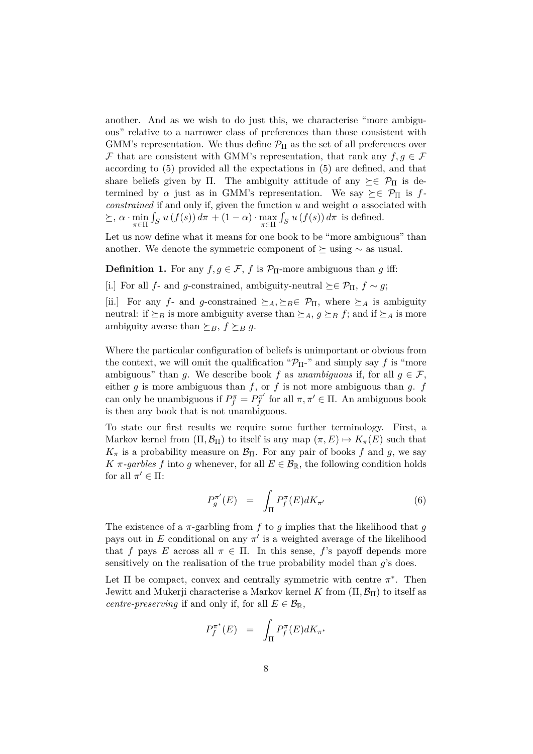another. And as we wish to do just this, we characterise "more ambiguous" relative to a narrower class of preferences than those consistent with GMM's representation. We thus define $\mathcal{P}_\Pi$ as the set of all preferences over $\mathcal{F}$ that are consistent with GMM's representation, that rank any $f, g \in \mathcal{F}$ according to (5) provided all the expectations in (5) are defined, and that share beliefs given by $\Pi$. The ambiguity attitude of any $\succeq \in \mathcal{P}_\Pi$ is determined by $\alpha$ just as in GMM's representation. We say $\succeq \in \mathcal{P}_\Pi$ is *$f$-constrained* if and only if, given the function $u$ and weight $\alpha$ associated with $\succeq$, $\alpha \cdot \min_{\pi \in \Pi} \int_S u(f(s))\, d\pi + (1-\alpha) \cdot \max_{\pi \in \Pi} \int_S u(f(s))\, d\pi$ is defined.

Let us now define what it means for one book to be "more ambiguous" than another. We denote the symmetric component of $\succeq$ using $\sim$ as usual.

**Definition 1.** For any $f, g \in \mathcal{F}$, $f$ is $\mathcal{P}_\Pi$-more ambiguous than $g$ iff:

[i.] For all $f$- and $g$-constrained, ambiguity-neutral $\succeq \in \mathcal{P}_\Pi$, $f \sim g$;

[ii.] For any $f$- and $g$-constrained $\succeq_A, \succeq_B \in \mathcal{P}_\Pi$, where $\succeq_A$ is ambiguity neutral: if $\succeq_B$ is more ambiguity averse than $\succeq_A$, $g \succeq_B f$; and if $\succeq_A$ is more ambiguity averse than $\succeq_B$, $f \succeq_B g$.

Where the particular configuration of beliefs is unimportant or obvious from the context, we will omit the qualification "$\mathcal{P}_\Pi$-" and simply say $f$ is "more ambiguous" than $g$. We describe book $f$ as *unambiguous* if, for all $g \in \mathcal{F}$, either $g$ is more ambiguous than $f$, or $f$ is not more ambiguous than $g$. $f$ can only be unambiguous if $P_f^\pi = P_f^{\pi'}$ for all $\pi, \pi' \in \Pi$. An ambiguous book is then any book that is not unambiguous.

To state our first results we require some further terminology. First, a Markov kernel from $(\Pi, \mathcal{B}_\Pi)$ to itself is any map $(\pi, E) \mapsto K_\pi(E)$ such that $K_\pi$ is a probability measure on $\mathcal{B}_\Pi$. For any pair of books $f$ and $g$, we say $K$ *$\pi$-garbles* $f$ into $g$ whenever, for all $E \in \mathcal{B}_\mathbb{R}$, the following condition holds for all $\pi' \in \Pi$:

$$P_g^{\pi'}(E) \;\; = \;\; \int_\Pi P_f^\pi(E) dK_{\pi'} \tag{6}$$

The existence of a $\pi$-garbling from $f$ to $g$ implies that the likelihood that $g$ pays out in $E$ conditional on any $\pi'$ is a weighted average of the likelihood that $f$ pays $E$ across all $\pi \in \Pi$. In this sense, $f$'s payoff depends more sensitively on the realisation of the true probability model than $g$'s does.

Let $\Pi$ be compact, convex and centrally symmetric with centre $\pi^*$. Then Jewitt and Mukerji characterise a Markov kernel $K$ from $(\Pi, \mathcal{B}_\Pi)$ to itself as *centre-preserving* if and only if, for all $E \in \mathcal{B}_\mathbb{R}$,

$$P_f^{\pi^*}(E) \;\; = \;\; \int_\Pi P_f^\pi(E) dK_{\pi^*}$$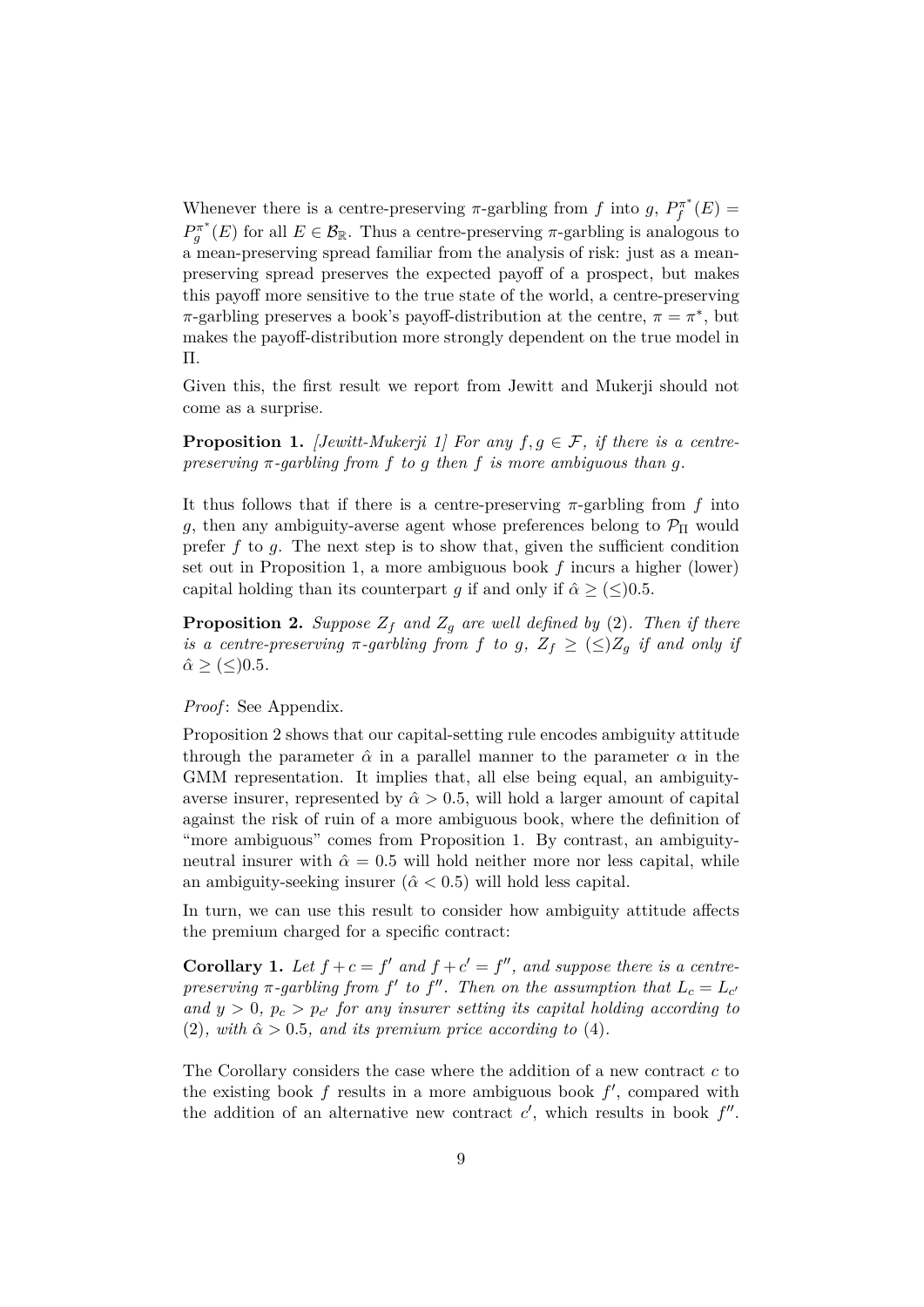Whenever there is a centre-preserving $\pi$-garbling from $f$ into $g$, $P_f^{\pi^*}(E) = P_g^{\pi^*}(E)$ for all $E \in \mathcal{B}_{\mathbb{R}}$. Thus a centre-preserving $\pi$-garbling is analogous to a mean-preserving spread familiar from the analysis of risk: just as a mean-preserving spread preserves the expected payoff of a prospect, but makes this payoff more sensitive to the true state of the world, a centre-preserving $\pi$-garbling preserves a book's payoff-distribution at the centre, $\pi = \pi^*$, but makes the payoff-distribution more strongly dependent on the true model in $\Pi$.

Given this, the first result we report from Jewitt and Mukerji should not come as a surprise.

**Proposition 1.** *[Jewitt-Mukerji 1] For any $f, g \in \mathcal{F}$, if there is a centre-preserving $\pi$-garbling from $f$ to $g$ then $f$ is more ambiguous than $g$.*

It thus follows that if there is a centre-preserving $\pi$-garbling from $f$ into $g$, then any ambiguity-averse agent whose preferences belong to $\mathcal{P}_\Pi$ would prefer $f$ to $g$. The next step is to show that, given the sufficient condition set out in Proposition 1, a more ambiguous book $f$ incurs a higher (lower) capital holding than its counterpart $g$ if and only if $\hat{\alpha} \geq (\leq) 0.5$.

**Proposition 2.** *Suppose $Z_f$ and $Z_g$ are well defined by* (2)*. Then if there is a centre-preserving $\pi$-garbling from $f$ to $g$, $Z_f \geq (\leq) Z_g$ if and only if $\hat{\alpha} \geq (\leq) 0.5$.*

*Proof*: See Appendix.

Proposition 2 shows that our capital-setting rule encodes ambiguity attitude through the parameter $\hat{\alpha}$ in a parallel manner to the parameter $\alpha$ in the GMM representation. It implies that, all else being equal, an ambiguity-averse insurer, represented by $\hat{\alpha} > 0.5$, will hold a larger amount of capital against the risk of ruin of a more ambiguous book, where the definition of "more ambiguous" comes from Proposition 1. By contrast, an ambiguity-neutral insurer with $\hat{\alpha} = 0.5$ will hold neither more nor less capital, while an ambiguity-seeking insurer ($\hat{\alpha} < 0.5$) will hold less capital.

In turn, we can use this result to consider how ambiguity attitude affects the premium charged for a specific contract:

**Corollary 1.** *Let $f + c = f'$ and $f + c' = f''$, and suppose there is a centre-preserving $\pi$-garbling from $f'$ to $f''$. Then on the assumption that $L_c = L_{c'}$ and $y > 0$, $p_c > p_{c'}$ for any insurer setting its capital holding according to* (2)*, with $\hat{\alpha} > 0.5$, and its premium price according to* (4)*.*

The Corollary considers the case where the addition of a new contract $c$ to the existing book $f$ results in a more ambiguous book $f'$, compared with the addition of an alternative new contract $c'$, which results in book $f''$.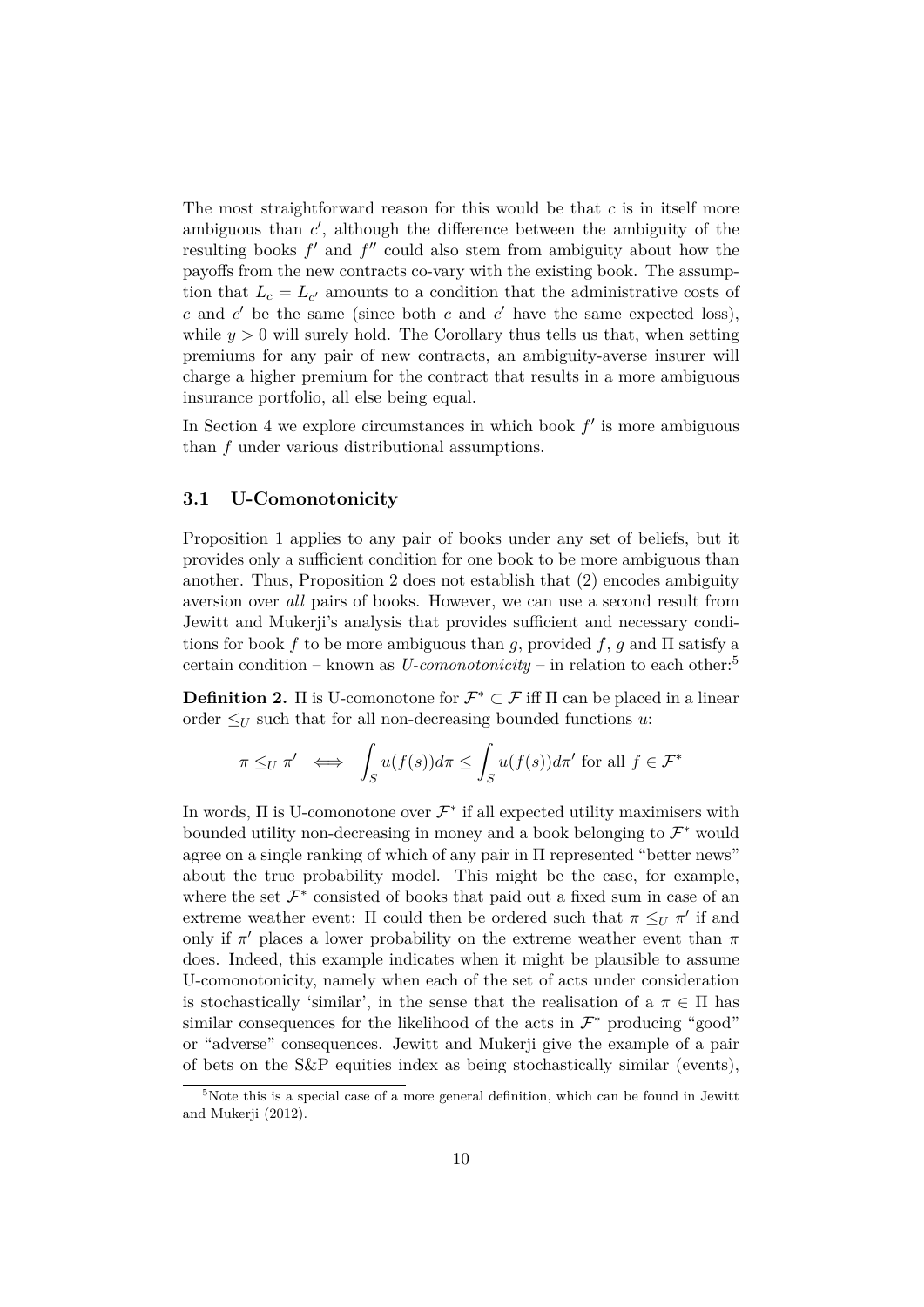The most straightforward reason for this would be that $c$ is in itself more ambiguous than $c'$, although the difference between the ambiguity of the resulting books $f'$ and $f''$ could also stem from ambiguity about how the payoffs from the new contracts co-vary with the existing book. The assumption that $L_c = L_{c'}$ amounts to a condition that the administrative costs of $c$ and $c'$ be the same (since both $c$ and $c'$ have the same expected loss), while $y > 0$ will surely hold. The Corollary thus tells us that, when setting premiums for any pair of new contracts, an ambiguity-averse insurer will charge a higher premium for the contract that results in a more ambiguous insurance portfolio, all else being equal.

In Section 4 we explore circumstances in which book $f'$ is more ambiguous than $f$ under various distributional assumptions.

### 3.1 U-Comonotonicity

Proposition 1 applies to any pair of books under any set of beliefs, but it provides only a sufficient condition for one book to be more ambiguous than another. Thus, Proposition 2 does not establish that (2) encodes ambiguity aversion over *all* pairs of books. However, we can use a second result from Jewitt and Mukerji's analysis that provides sufficient and necessary conditions for book $f$ to be more ambiguous than $g$, provided $f$, $g$ and $\Pi$ satisfy a certain condition – known as *U-comonotonicity* – in relation to each other:[5]

**Definition 2.** $\Pi$ is U-comonotone for $\mathcal{F}^* \subset \mathcal{F}$ iff $\Pi$ can be placed in a linear order $\leq_U$ such that for all non-decreasing bounded functions $u$:

$$\pi \leq_U \pi' \iff \int_S u(f(s))d\pi \leq \int_S u(f(s))d\pi' \text{ for all } f \in \mathcal{F}^*$$

In words, $\Pi$ is U-comonotone over $\mathcal{F}^*$ if all expected utility maximisers with bounded utility non-decreasing in money and a book belonging to $\mathcal{F}^*$ would agree on a single ranking of which of any pair in $\Pi$ represented "better news" about the true probability model. This might be the case, for example, where the set $\mathcal{F}^*$ consisted of books that paid out a fixed sum in case of an extreme weather event: $\Pi$ could then be ordered such that $\pi \leq_U \pi'$ if and only if $\pi'$ places a lower probability on the extreme weather event than $\pi$ does. Indeed, this example indicates when it might be plausible to assume U-comonotonicity, namely when each of the set of acts under consideration is stochastically 'similar', in the sense that the realisation of a $\pi \in \Pi$ has similar consequences for the likelihood of the acts in $\mathcal{F}^*$ producing "good" or "adverse" consequences. Jewitt and Mukerji give the example of a pair of bets on the S&P equities index as being stochastically similar (events),

[5] Note this is a special case of a more general definition, which can be found in Jewitt and Mukerji (2012).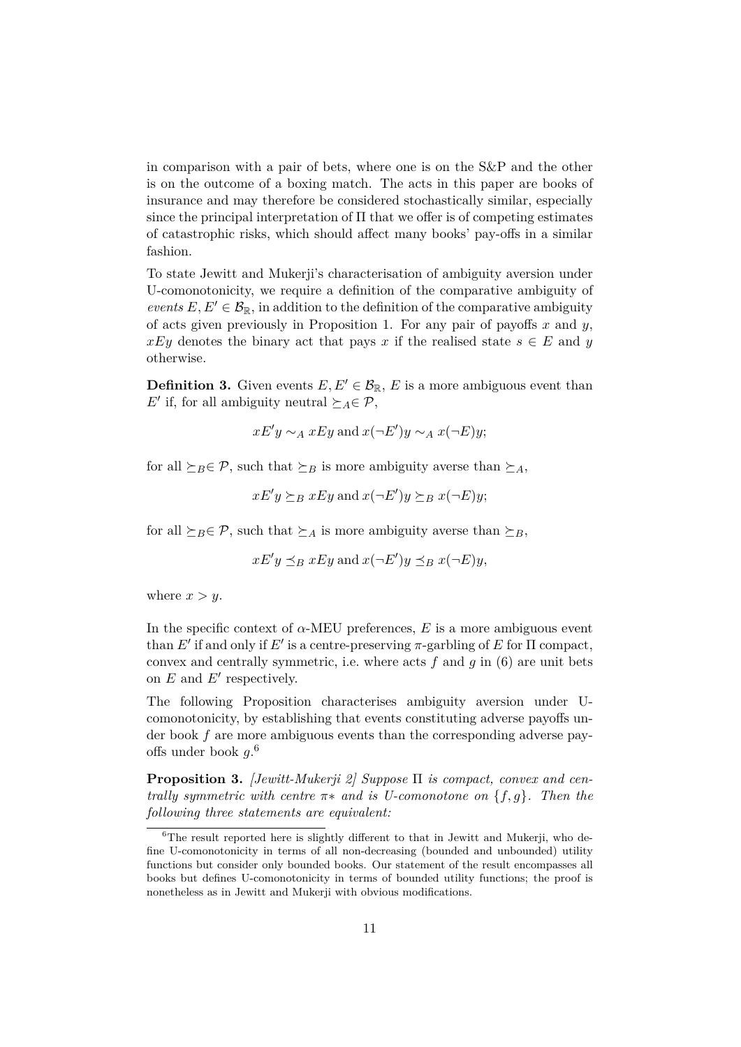in comparison with a pair of bets, where one is on the S&P and the other is on the outcome of a boxing match. The acts in this paper are books of insurance and may therefore be considered stochastically similar, especially since the principal interpretation of $\Pi$ that we offer is of competing estimates of catastrophic risks, which should affect many books' pay-offs in a similar fashion.

To state Jewitt and Mukerji's characterisation of ambiguity aversion under U-comonotonicity, we require a definition of the comparative ambiguity of *events* $E, E' \in \mathcal{B}_{\mathbb{R}}$, in addition to the definition of the comparative ambiguity of acts given previously in Proposition 1. For any pair of payoffs $x$ and $y$, $xEy$ denotes the binary act that pays $x$ if the realised state $s \in E$ and $y$ otherwise.

**Definition 3.** Given events $E, E' \in \mathcal{B}_{\mathbb{R}}$, $E$ is a more ambiguous event than $E'$ if, for all ambiguity neutral $\succeq_A \in \mathcal{P}$,

$$xE'y \sim_A xEy \text{ and } x(\neg E')y \sim_A x(\neg E)y;$$

for all $\succeq_B \in \mathcal{P}$, such that $\succeq_B$ is more ambiguity averse than $\succeq_A$,

$$xE'y \succeq_B xEy \text{ and } x(\neg E')y \succeq_B x(\neg E)y;$$

for all $\succeq_B \in \mathcal{P}$, such that $\succeq_A$ is more ambiguity averse than $\succeq_B$,

$$xE'y \preceq_B xEy \text{ and } x(\neg E')y \preceq_B x(\neg E)y,$$

where $x > y$.

In the specific context of $\alpha$-MEU preferences, $E$ is a more ambiguous event than $E'$ if and only if $E'$ is a centre-preserving $\pi$-garbling of $E$ for $\Pi$ compact, convex and centrally symmetric, i.e. where acts $f$ and $g$ in (6) are unit bets on $E$ and $E'$ respectively.

The following Proposition characterises ambiguity aversion under U-comonotonicity, by establishing that events constituting adverse payoffs under book $f$ are more ambiguous events than the corresponding adverse payoffs under book $g$.[6]

**Proposition 3.** *[Jewitt-Mukerji 2] Suppose $\Pi$ is compact, convex and centrally symmetric with centre $\pi*$ and is U-comonotone on $\{f, g\}$. Then the following three statements are equivalent:*

[6] The result reported here is slightly different to that in Jewitt and Mukerji, who define U-comonotonicity in terms of all non-decreasing (bounded and unbounded) utility functions but consider only bounded books. Our statement of the result encompasses all books but defines U-comonotonicity in terms of bounded utility functions; the proof is nonetheless as in Jewitt and Mukerji with obvious modifications.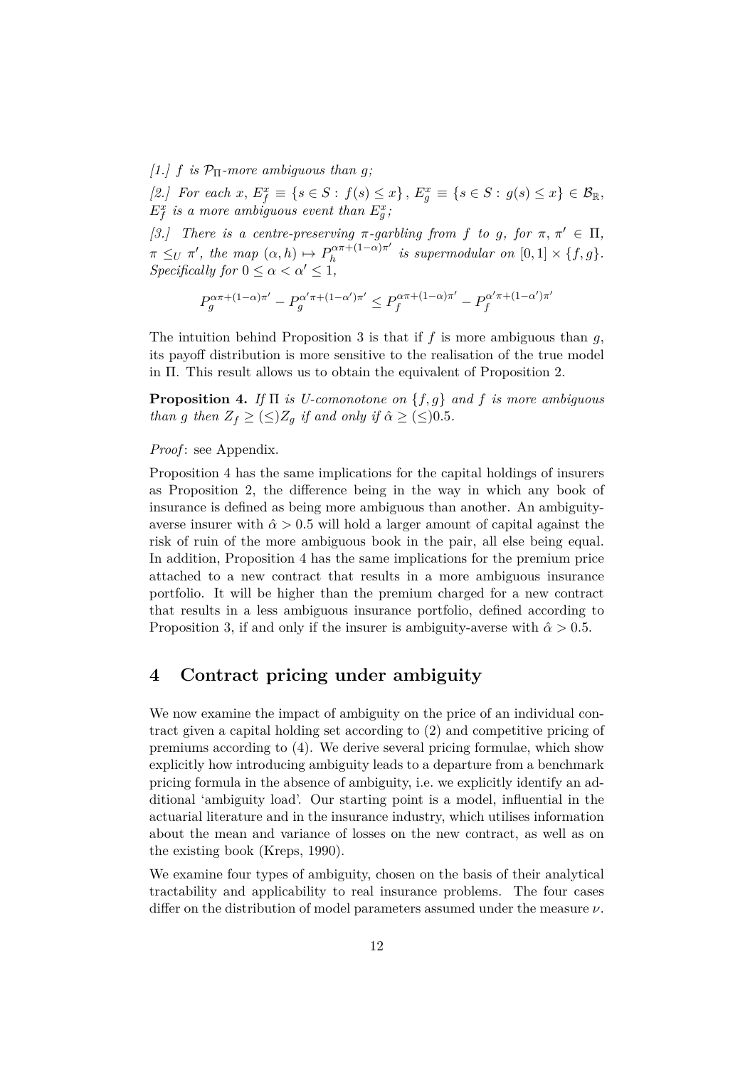*[1.] f is $\mathcal{P}_\Pi$-more ambiguous than g;*

*[2.] For each x, $E_f^x \equiv \{s \in S : f(s) \leq x\}$, $E_g^x \equiv \{s \in S : g(s) \leq x\} \in \mathcal{B}_\mathbb{R}$, $E_f^x$ is a more ambiguous event than $E_g^x$;*

*[3.] There is a centre-preserving π-garbling from f to g, for $\pi, \pi' \in \Pi$, $\pi \leq_U \pi'$, the map $(\alpha, h) \mapsto P_h^{\alpha\pi+(1-\alpha)\pi'}$ is supermodular on $[0,1] \times \{f, g\}$. Specifically for $0 \leq \alpha < \alpha' \leq 1$,*

$$P_g^{\alpha\pi+(1-\alpha)\pi'} - P_g^{\alpha'\pi+(1-\alpha')\pi'} \leq P_f^{\alpha\pi+(1-\alpha)\pi'} - P_f^{\alpha'\pi+(1-\alpha')\pi'}$$

The intuition behind Proposition 3 is that if $f$ is more ambiguous than $g$, its payoff distribution is more sensitive to the realisation of the true model in $\Pi$. This result allows us to obtain the equivalent of Proposition 2.

**Proposition 4.** *If $\Pi$ is U-comonotone on $\{f, g\}$ and $f$ is more ambiguous than $g$ then $Z_f \geq (\leq) Z_g$ if and only if $\hat{\alpha} \geq (\leq) 0.5$.*

*Proof*: see Appendix.

Proposition 4 has the same implications for the capital holdings of insurers as Proposition 2, the difference being in the way in which any book of insurance is defined as being more ambiguous than another. An ambiguity-averse insurer with $\hat{\alpha} > 0.5$ will hold a larger amount of capital against the risk of ruin of the more ambiguous book in the pair, all else being equal. In addition, Proposition 4 has the same implications for the premium price attached to a new contract that results in a more ambiguous insurance portfolio. It will be higher than the premium charged for a new contract that results in a less ambiguous insurance portfolio, defined according to Proposition 3, if and only if the insurer is ambiguity-averse with $\hat{\alpha} > 0.5$.

# 4 Contract pricing under ambiguity

We now examine the impact of ambiguity on the price of an individual contract given a capital holding set according to (2) and competitive pricing of premiums according to (4). We derive several pricing formulae, which show explicitly how introducing ambiguity leads to a departure from a benchmark pricing formula in the absence of ambiguity, i.e. we explicitly identify an additional 'ambiguity load'. Our starting point is a model, influential in the actuarial literature and in the insurance industry, which utilises information about the mean and variance of losses on the new contract, as well as on the existing book (Kreps, 1990).

We examine four types of ambiguity, chosen on the basis of their analytical tractability and applicability to real insurance problems. The four cases differ on the distribution of model parameters assumed under the measure $\nu$.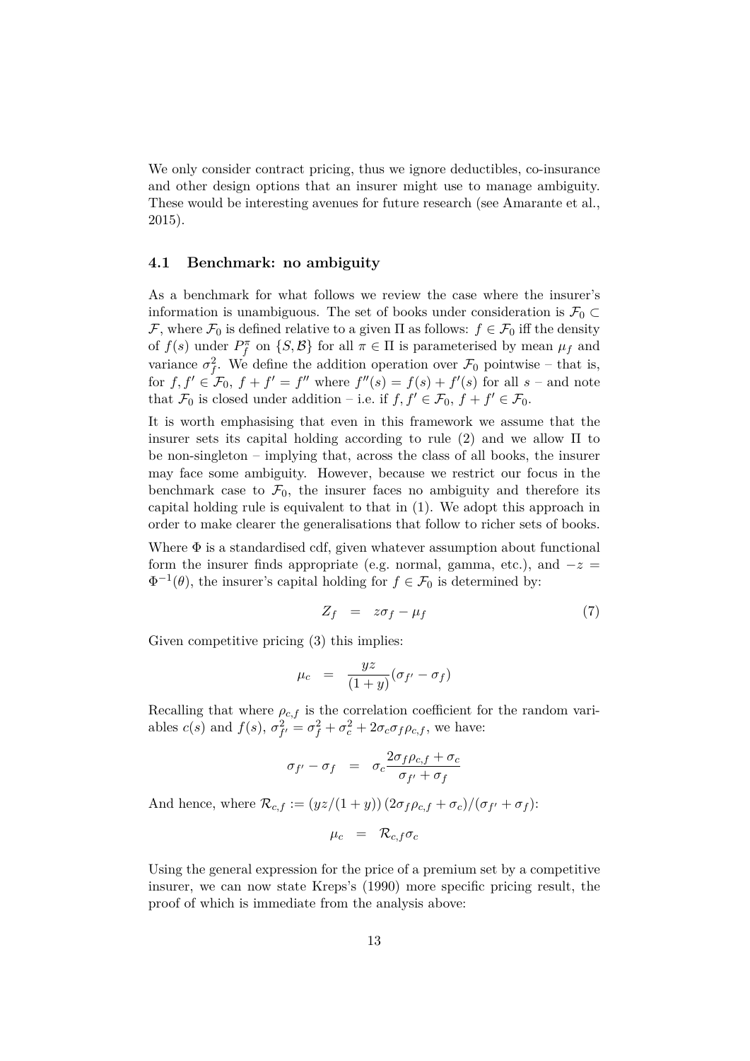We only consider contract pricing, thus we ignore deductibles, co-insurance and other design options that an insurer might use to manage ambiguity. These would be interesting avenues for future research (see Amarante et al., 2015).

### 4.1 Benchmark: no ambiguity

As a benchmark for what follows we review the case where the insurer's information is unambiguous. The set of books under consideration is $\mathcal{F}_0 \subset \mathcal{F}$, where $\mathcal{F}_0$ is defined relative to a given $\Pi$ as follows: $f \in \mathcal{F}_0$ iff the density of $f(s)$ under $P_f^\pi$ on $\{S, \mathcal{B}\}$ for all $\pi \in \Pi$ is parameterised by mean $\mu_f$ and variance $\sigma_f^2$. We define the addition operation over $\mathcal{F}_0$ pointwise – that is, for $f, f' \in \mathcal{F}_0$, $f + f' = f''$ where $f''(s) = f(s) + f'(s)$ for all $s$ – and note that $\mathcal{F}_0$ is closed under addition – i.e. if $f, f' \in \mathcal{F}_0$, $f + f' \in \mathcal{F}_0$.

It is worth emphasising that even in this framework we assume that the insurer sets its capital holding according to rule (2) and we allow $\Pi$ to be non-singleton – implying that, across the class of all books, the insurer may face some ambiguity. However, because we restrict our focus in the benchmark case to $\mathcal{F}_0$, the insurer faces no ambiguity and therefore its capital holding rule is equivalent to that in (1). We adopt this approach in order to make clearer the generalisations that follow to richer sets of books.

Where $\Phi$ is a standardised cdf, given whatever assumption about functional form the insurer finds appropriate (e.g. normal, gamma, etc.), and $-z = \Phi^{-1}(\theta)$, the insurer's capital holding for $f \in \mathcal{F}_0$ is determined by:

$$Z_f \quad = \quad z\sigma_f - \mu_f \tag{7}$$

Given competitive pricing (3) this implies:

$$\mu_c \quad = \quad \frac{yz}{(1+y)}(\sigma_{f'} - \sigma_f)$$

Recalling that where $\rho_{c,f}$ is the correlation coefficient for the random variables $c(s)$ and $f(s)$, $\sigma_{f'}^2 = \sigma_f^2 + \sigma_c^2 + 2\sigma_c\sigma_f\rho_{c,f}$, we have:

$$\sigma_{f'} - \sigma_f \quad = \quad \sigma_c \frac{2\sigma_f\rho_{c,f} + \sigma_c}{\sigma_{f'} + \sigma_f}$$

And hence, where $\mathcal{R}_{c,f} := (yz/(1+y))\,(2\sigma_f\rho_{c,f} + \sigma_c)/(\sigma_{f'} + \sigma_f)$:

$$\mu_c \quad = \quad \mathcal{R}_{c,f}\sigma_c$$

Using the general expression for the price of a premium set by a competitive insurer, we can now state Kreps's (1990) more specific pricing result, the proof of which is immediate from the analysis above: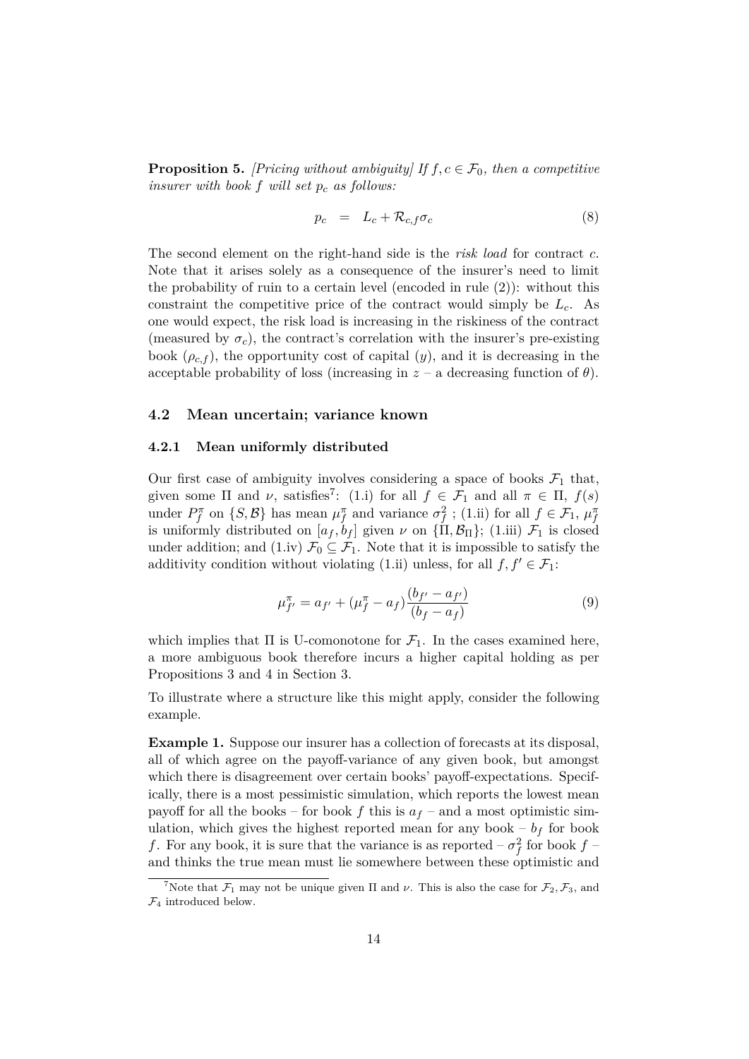**Proposition 5.** *[Pricing without ambiguity] If $f, c \in \mathcal{F}_0$, then a competitive insurer with book $f$ will set $p_c$ as follows:*

$$p_c = L_c + \mathcal{R}_{c,f}\sigma_c \tag{8}$$

The second element on the right-hand side is the *risk load* for contract $c$. Note that it arises solely as a consequence of the insurer's need to limit the probability of ruin to a certain level (encoded in rule (2)): without this constraint the competitive price of the contract would simply be $L_c$. As one would expect, the risk load is increasing in the riskiness of the contract (measured by $\sigma_c$), the contract's correlation with the insurer's pre-existing book ($\rho_{c,f}$), the opportunity cost of capital ($y$), and it is decreasing in the acceptable probability of loss (increasing in $z$ – a decreasing function of $\theta$).

### 4.2 Mean uncertain; variance known

#### 4.2.1 Mean uniformly distributed

Our first case of ambiguity involves considering a space of books $\mathcal{F}_1$ that, given some $\Pi$ and $\nu$, satisfies[7]: (1.i) for all $f \in \mathcal{F}_1$ and all $\pi \in \Pi$, $f(s)$ under $P_f^\pi$ on $\{S, \mathcal{B}\}$ has mean $\mu_f^\pi$ and variance $\sigma_f^2$ ; (1.ii) for all $f \in \mathcal{F}_1$, $\mu_f^\pi$ is uniformly distributed on $[a_f, b_f]$ given $\nu$ on $\{\Pi, \mathcal{B}_\Pi\}$; (1.iii) $\mathcal{F}_1$ is closed under addition; and (1.iv) $\mathcal{F}_0 \subseteq \mathcal{F}_1$. Note that it is impossible to satisfy the additivity condition without violating (1.ii) unless, for all $f, f' \in \mathcal{F}_1$:

$$\mu_{f'}^\pi = a_{f'} + (\mu_f^\pi - a_f)\frac{(b_{f'} - a_{f'})}{(b_f - a_f)} \tag{9}$$

which implies that $\Pi$ is U-comonotone for $\mathcal{F}_1$. In the cases examined here, a more ambiguous book therefore incurs a higher capital holding as per Propositions 3 and 4 in Section 3.

To illustrate where a structure like this might apply, consider the following example.

**Example 1.** Suppose our insurer has a collection of forecasts at its disposal, all of which agree on the payoff-variance of any given book, but amongst which there is disagreement over certain books' payoff-expectations. Specifically, there is a most pessimistic simulation, which reports the lowest mean payoff for all the books – for book $f$ this is $a_f$ – and a most optimistic simulation, which gives the highest reported mean for any book – $b_f$ for book $f$. For any book, it is sure that the variance is as reported – $\sigma_f^2$ for book $f$ – and thinks the true mean must lie somewhere between these optimistic and

[7] Note that $\mathcal{F}_1$ may not be unique given $\Pi$ and $\nu$. This is also the case for $\mathcal{F}_2, \mathcal{F}_3$, and $\mathcal{F}_4$ introduced below.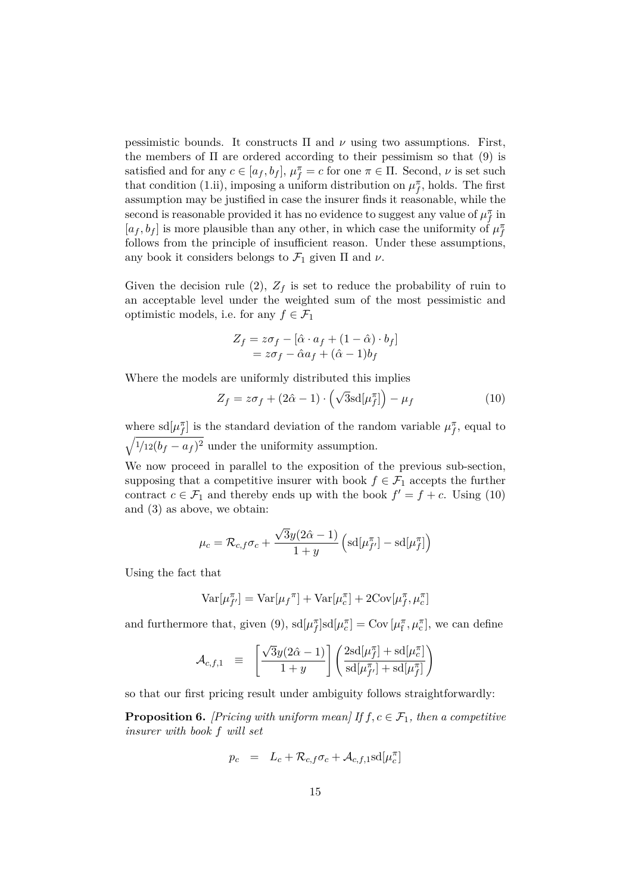pessimistic bounds. It constructs $\Pi$ and $\nu$ using two assumptions. First, the members of $\Pi$ are ordered according to their pessimism so that (9) is satisfied and for any $c \in [a_f, b_f]$, $\mu_f^\pi = c$ for one $\pi \in \Pi$. Second, $\nu$ is set such that condition (1.ii), imposing a uniform distribution on $\mu_f^\pi$, holds. The first assumption may be justified in case the insurer finds it reasonable, while the second is reasonable provided it has no evidence to suggest any value of $\mu_f^\pi$ in $[a_f, b_f]$ is more plausible than any other, in which case the uniformity of $\mu_f^\pi$ follows from the principle of insufficient reason. Under these assumptions, any book it considers belongs to $\mathcal{F}_1$ given $\Pi$ and $\nu$.

Given the decision rule (2), $Z_f$ is set to reduce the probability of ruin to an acceptable level under the weighted sum of the most pessimistic and optimistic models, i.e. for any $f \in \mathcal{F}_1$

$$
\begin{aligned}
Z_f &= z\sigma_f - [\hat{\alpha} \cdot a_f + (1-\hat{\alpha}) \cdot b_f] \\
&= z\sigma_f - \hat{\alpha} a_f + (\hat{\alpha} - 1) b_f
\end{aligned}
$$

Where the models are uniformly distributed this implies

$$
Z_f = z\sigma_f + (2\hat{\alpha} - 1) \cdot \left(\sqrt{3}\text{sd}[\mu_f^\pi]\right) - \mu_f \tag{10}
$$

where $\text{sd}[\mu_f^\pi]$ is the standard deviation of the random variable $\mu_f^\pi$, equal to $\sqrt{1/12(b_f - a_f)^2}$ under the uniformity assumption.

We now proceed in parallel to the exposition of the previous sub-section, supposing that a competitive insurer with book $f \in \mathcal{F}_1$ accepts the further contract $c \in \mathcal{F}_1$ and thereby ends up with the book $f' = f + c$. Using (10) and (3) as above, we obtain:

$$
\mu_c = \mathcal{R}_{c,f}\sigma_c + \frac{\sqrt{3}y(2\hat{\alpha} - 1)}{1 + y}\left(\text{sd}[\mu_{f'}^\pi] - \text{sd}[\mu_f^\pi]\right)
$$

Using the fact that

$$
\text{Var}[\mu_{f'}^\pi] = \text{Var}[\mu_f{}^\pi] + \text{Var}[\mu_c^\pi] + 2\text{Cov}[\mu_f^\pi, \mu_c^\pi]
$$

and furthermore that, given (9), $\text{sd}[\mu_f^\pi]\text{sd}[\mu_c^\pi] = \text{Cov}\left[\mu_f^\pi, \mu_c^\pi\right]$, we can define

$$
\mathcal{A}_{c,f,1} \equiv \left[\frac{\sqrt{3}y(2\hat{\alpha} - 1)}{1 + y}\right]\left(\frac{2\text{sd}[\mu_f^\pi] + \text{sd}[\mu_c^\pi]}{\text{sd}[\mu_{f'}^\pi] + \text{sd}[\mu_f^\pi]}\right)
$$

so that our first pricing result under ambiguity follows straightforwardly:

**Proposition 6.** *[Pricing with uniform mean] If $f, c \in \mathcal{F}_1$, then a competitive insurer with book $f$ will set*

$$
p_c = L_c + \mathcal{R}_{c,f}\sigma_c + \mathcal{A}_{c,f,1}\text{sd}[\mu_c^\pi]
$$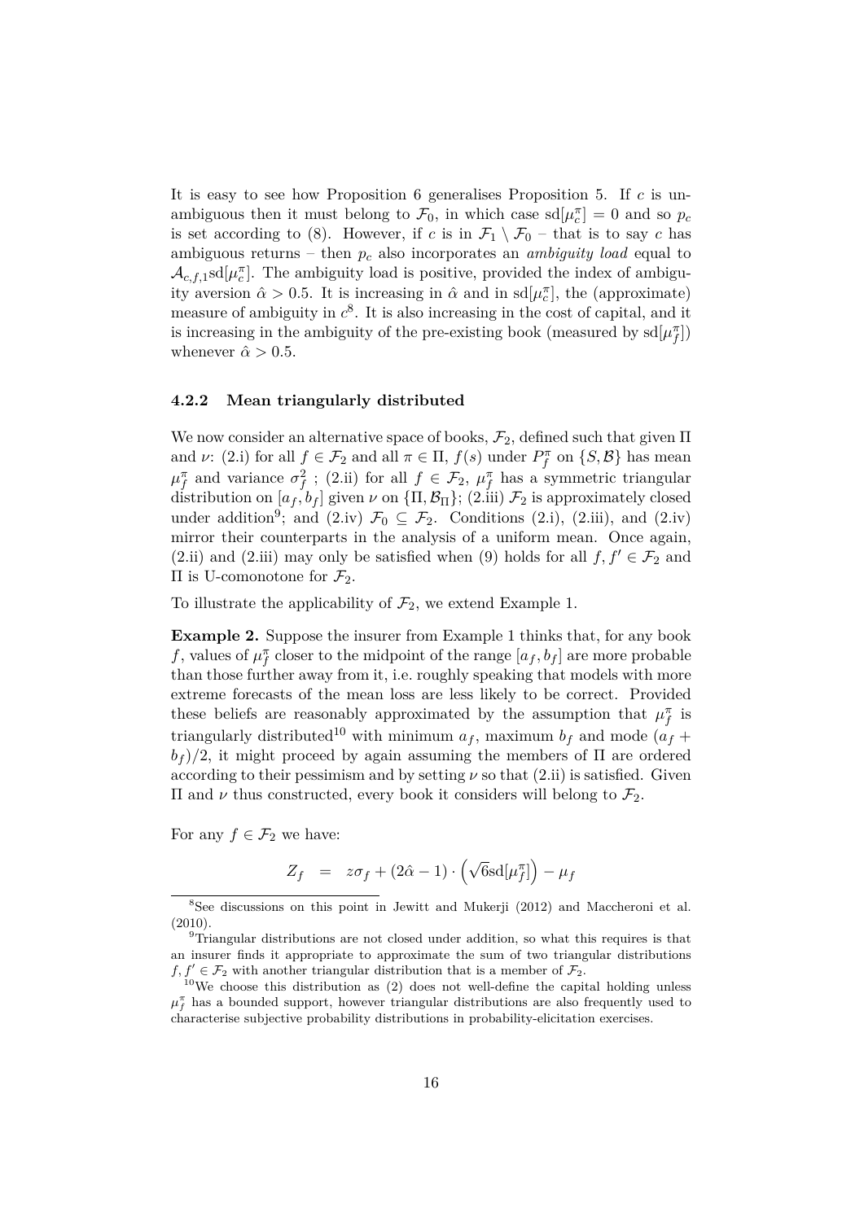It is easy to see how Proposition 6 generalises Proposition 5. If $c$ is unambiguous then it must belong to $\mathcal{F}_0$, in which case $\text{sd}[\mu_c^\pi] = 0$ and so $p_c$ is set according to (8). However, if $c$ is in $\mathcal{F}_1 \setminus \mathcal{F}_0$ – that is to say $c$ has ambiguous returns – then $p_c$ also incorporates an *ambiguity load* equal to $\mathcal{A}_{c,f,1}\text{sd}[\mu_c^\pi]$. The ambiguity load is positive, provided the index of ambiguity aversion $\hat{\alpha} > 0.5$. It is increasing in $\hat{\alpha}$ and in $\text{sd}[\mu_c^\pi]$, the (approximate) measure of ambiguity in $c$[8]. It is also increasing in the cost of capital, and it is increasing in the ambiguity of the pre-existing book (measured by $\text{sd}[\mu_f^\pi]$) whenever $\hat{\alpha} > 0.5$.

### 4.2.2 Mean triangularly distributed

We now consider an alternative space of books, $\mathcal{F}_2$, defined such that given $\Pi$ and $\nu$: (2.i) for all $f \in \mathcal{F}_2$ and all $\pi \in \Pi$, $f(s)$ under $P_f^\pi$ on $\{S, \mathcal{B}\}$ has mean $\mu_f^\pi$ and variance $\sigma_f^2$ ; (2.ii) for all $f \in \mathcal{F}_2$, $\mu_f^\pi$ has a symmetric triangular distribution on $[a_f, b_f]$ given $\nu$ on $\{\Pi, \mathcal{B}_\Pi\}$; (2.iii) $\mathcal{F}_2$ is approximately closed under addition[9]; and (2.iv) $\mathcal{F}_0 \subseteq \mathcal{F}_2$. Conditions (2.i), (2.iii), and (2.iv) mirror their counterparts in the analysis of a uniform mean. Once again, (2.ii) and (2.iii) may only be satisfied when (9) holds for all $f, f' \in \mathcal{F}_2$ and $\Pi$ is U-comonotone for $\mathcal{F}_2$.

To illustrate the applicability of $\mathcal{F}_2$, we extend Example 1.

**Example 2.** Suppose the insurer from Example 1 thinks that, for any book $f$, values of $\mu_f^\pi$ closer to the midpoint of the range $[a_f, b_f]$ are more probable than those further away from it, i.e. roughly speaking that models with more extreme forecasts of the mean loss are less likely to be correct. Provided these beliefs are reasonably approximated by the assumption that $\mu_f^\pi$ is triangularly distributed[10] with minimum $a_f$, maximum $b_f$ and mode $(a_f + b_f)/2$, it might proceed by again assuming the members of $\Pi$ are ordered according to their pessimism and by setting $\nu$ so that (2.ii) is satisfied. Given $\Pi$ and $\nu$ thus constructed, every book it considers will belong to $\mathcal{F}_2$.

For any $f \in \mathcal{F}_2$ we have:

$$Z_f = z\sigma_f + (2\hat{\alpha} - 1) \cdot \left(\sqrt{6}\text{sd}[\mu_f^\pi]\right) - \mu_f$$

[8] See discussions on this point in Jewitt and Mukerji (2012) and Maccheroni et al. (2010).

[9] Triangular distributions are not closed under addition, so what this requires is that an insurer finds it appropriate to approximate the sum of two triangular distributions $f, f' \in \mathcal{F}_2$ with another triangular distribution that is a member of $\mathcal{F}_2$.

[10] We choose this distribution as (2) does not well-define the capital holding unless $\mu_f^\pi$ has a bounded support, however triangular distributions are also frequently used to characterise subjective probability distributions in probability-elicitation exercises.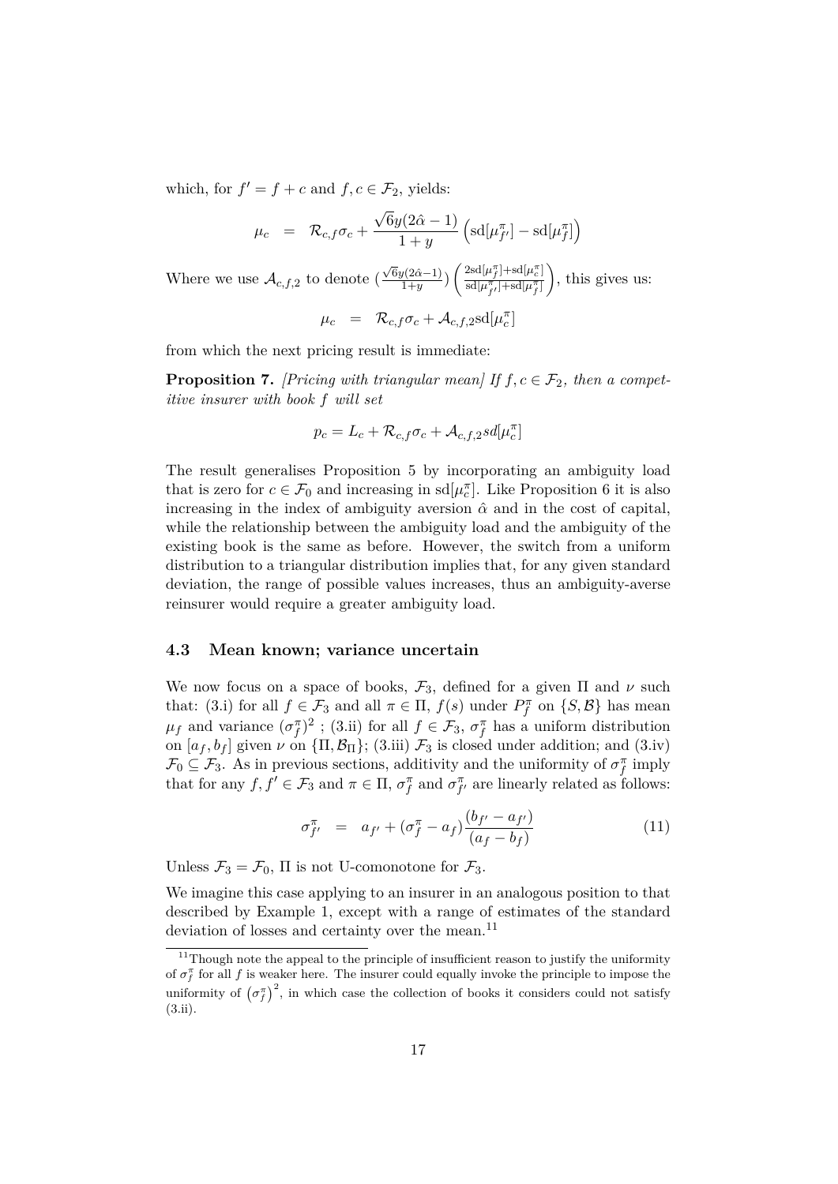which, for $f' = f + c$ and $f, c \in \mathcal{F}_2$, yields:

$$\mu_c \quad = \quad \mathcal{R}_{c,f}\sigma_c + \frac{\sqrt{6}y(2\hat{\alpha}-1)}{1+y}\left(\text{sd}[\mu^\pi_{f'}] - \text{sd}[\mu^\pi_f]\right)$$

Where we use $\mathcal{A}_{c,f,2}$ to denote $(\frac{\sqrt{6}y(2\hat{\alpha}-1)}{1+y})\left(\frac{2\text{sd}[\mu^\pi_f]+\text{sd}[\mu^\pi_c]}{\text{sd}[\mu^\pi_{f'}]+\text{sd}[\mu^\pi_f]}\right)$, this gives us:

$$\mu_c \quad = \quad \mathcal{R}_{c,f}\sigma_c + \mathcal{A}_{c,f,2}\text{sd}[\mu^\pi_c]$$

from which the next pricing result is immediate:

**Proposition 7.** *[Pricing with triangular mean] If $f, c \in \mathcal{F}_2$, then a competitive insurer with book $f$ will set*

$$p_c = L_c + \mathcal{R}_{c,f}\sigma_c + \mathcal{A}_{c,f,2}sd[\mu^\pi_c]$$

The result generalises Proposition 5 by incorporating an ambiguity load that is zero for $c \in \mathcal{F}_0$ and increasing in $\text{sd}[\mu^\pi_c]$. Like Proposition 6 it is also increasing in the index of ambiguity aversion $\hat{\alpha}$ and in the cost of capital, while the relationship between the ambiguity load and the ambiguity of the existing book is the same as before. However, the switch from a uniform distribution to a triangular distribution implies that, for any given standard deviation, the range of possible values increases, thus an ambiguity-averse reinsurer would require a greater ambiguity load.

### 4.3 Mean known; variance uncertain

We now focus on a space of books, $\mathcal{F}_3$, defined for a given $\Pi$ and $\nu$ such that: (3.i) for all $f \in \mathcal{F}_3$ and all $\pi \in \Pi$, $f(s)$ under $P^\pi_f$ on $\{S, \mathcal{B}\}$ has mean $\mu_f$ and variance $(\sigma^\pi_f)^2$ ; (3.ii) for all $f \in \mathcal{F}_3$, $\sigma^\pi_f$ has a uniform distribution on $[a_f, b_f]$ given $\nu$ on $\{\Pi, \mathcal{B}_\Pi\}$; (3.iii) $\mathcal{F}_3$ is closed under addition; and (3.iv) $\mathcal{F}_0 \subseteq \mathcal{F}_3$. As in previous sections, additivity and the uniformity of $\sigma^\pi_f$ imply that for any $f, f' \in \mathcal{F}_3$ and $\pi \in \Pi$, $\sigma^\pi_f$ and $\sigma^\pi_{f'}$ are linearly related as follows:

$$\sigma^\pi_{f'} \quad = \quad a_{f'} + (\sigma^\pi_f - a_f)\frac{(b_{f'} - a_{f'})}{(a_f - b_f)} \tag{11}$$

Unless $\mathcal{F}_3 = \mathcal{F}_0$, $\Pi$ is not U-comonotone for $\mathcal{F}_3$.

We imagine this case applying to an insurer in an analogous position to that described by Example 1, except with a range of estimates of the standard deviation of losses and certainty over the mean.[11]

[11] Though note the appeal to the principle of insufficient reason to justify the uniformity of $\sigma^\pi_f$ for all $f$ is weaker here. The insurer could equally invoke the principle to impose the uniformity of $\left(\sigma^\pi_f\right)^2$, in which case the collection of books it considers could not satisfy (3.ii).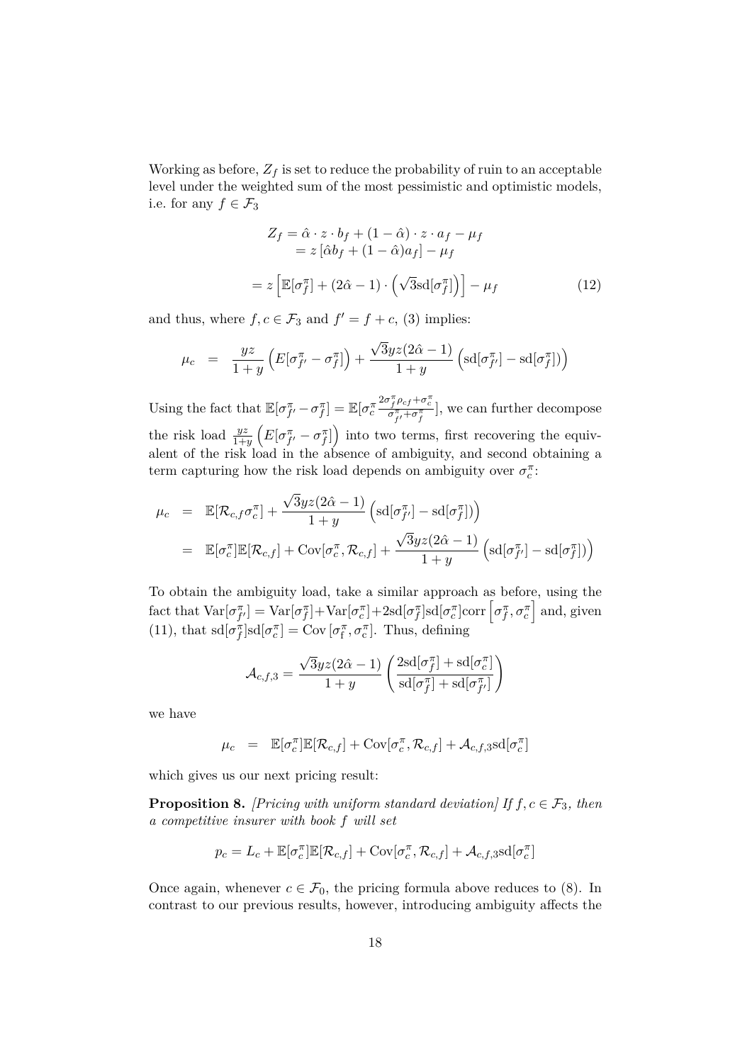Working as before, $Z_f$ is set to reduce the probability of ruin to an acceptable level under the weighted sum of the most pessimistic and optimistic models, i.e. for any $f \in \mathcal{F}_3$

$$
\begin{aligned}
Z_f &= \hat{\alpha} \cdot z \cdot b_f + (1-\hat{\alpha}) \cdot z \cdot a_f - \mu_f \\
&= z \left[\hat{\alpha} b_f + (1-\hat{\alpha}) a_f\right] - \mu_f \\
&= z \left[\mathbb{E}[\sigma_f^\pi] + (2\hat{\alpha}-1) \cdot \left(\sqrt{3}\mathrm{sd}[\sigma_f^\pi]\right)\right] - \mu_f
\end{aligned} \tag{12}
$$

and thus, where $f, c \in \mathcal{F}_3$ and $f' = f + c$, (3) implies:

$$
\mu_c \quad = \quad \frac{yz}{1+y}\left(E[\sigma_{f'}^\pi - \sigma_f^\pi]\right) + \frac{\sqrt{3}yz(2\hat{\alpha}-1)}{1+y}\left(\mathrm{sd}[\sigma_{f'}^\pi] - \mathrm{sd}[\sigma_f^\pi]\right)
$$

Using the fact that $\mathbb{E}[\sigma_{f'}^\pi - \sigma_f^\pi] = \mathbb{E}[\sigma_c^\pi \frac{2\sigma_f^\pi \rho_{cf} + \sigma_c^\pi}{\sigma_{f'}^\pi + \sigma_f^\pi}]$, we can further decompose the risk load $\frac{yz}{1+y}\left(E[\sigma_{f'}^\pi - \sigma_f^\pi]\right)$ into two terms, first recovering the equivalent of the risk load in the absence of ambiguity, and second obtaining a term capturing how the risk load depends on ambiguity over $\sigma_c^\pi$:

$$
\begin{aligned}
\mu_c \quad &= \quad \mathbb{E}[\mathcal{R}_{c,f}\sigma_c^\pi] + \frac{\sqrt{3}yz(2\hat{\alpha}-1)}{1+y}\left(\mathrm{sd}[\sigma_{f'}^\pi] - \mathrm{sd}[\sigma_f^\pi]\right) \\
&= \quad \mathbb{E}[\sigma_c^\pi]\mathbb{E}[\mathcal{R}_{c,f}] + \mathrm{Cov}[\sigma_c^\pi, \mathcal{R}_{c,f}] + \frac{\sqrt{3}yz(2\hat{\alpha}-1)}{1+y}\left(\mathrm{sd}[\sigma_{f'}^\pi] - \mathrm{sd}[\sigma_f^\pi]\right)
\end{aligned}
$$

To obtain the ambiguity load, take a similar approach as before, using the fact that $\mathrm{Var}[\sigma_{f'}^\pi] = \mathrm{Var}[\sigma_f^\pi] + \mathrm{Var}[\sigma_c^\pi] + 2\mathrm{sd}[\sigma_f^\pi]\mathrm{sd}[\sigma_c^\pi]\mathrm{corr}\left[\sigma_f^\pi, \sigma_c^\pi\right]$ and, given (11), that $\mathrm{sd}[\sigma_f^\pi]\mathrm{sd}[\sigma_c^\pi] = \mathrm{Cov}\left[\sigma_\mathrm{f}^\pi, \sigma_\mathrm{c}^\pi\right]$. Thus, defining

$$
\mathcal{A}_{c,f,3} = \frac{\sqrt{3}yz(2\hat{\alpha}-1)}{1+y}\left(\frac{2\mathrm{sd}[\sigma_f^\pi] + \mathrm{sd}[\sigma_c^\pi]}{\mathrm{sd}[\sigma_f^\pi] + \mathrm{sd}[\sigma_{f'}^\pi]}\right)
$$

we have

$$
\mu_c \quad = \quad \mathbb{E}[\sigma_c^\pi]\mathbb{E}[\mathcal{R}_{c,f}] + \mathrm{Cov}[\sigma_c^\pi, \mathcal{R}_{c,f}] + \mathcal{A}_{c,f,3}\mathrm{sd}[\sigma_c^\pi]
$$

which gives us our next pricing result:

**Proposition 8.** *[Pricing with uniform standard deviation] If $f, c \in \mathcal{F}_3$, then a competitive insurer with book $f$ will set*

$$
p_c = L_c + \mathbb{E}[\sigma_c^\pi]\mathbb{E}[\mathcal{R}_{c,f}] + \mathrm{Cov}[\sigma_c^\pi, \mathcal{R}_{c,f}] + \mathcal{A}_{c,f,3}\mathrm{sd}[\sigma_c^\pi]
$$

Once again, whenever $c \in \mathcal{F}_0$, the pricing formula above reduces to (8). In contrast to our previous results, however, introducing ambiguity affects the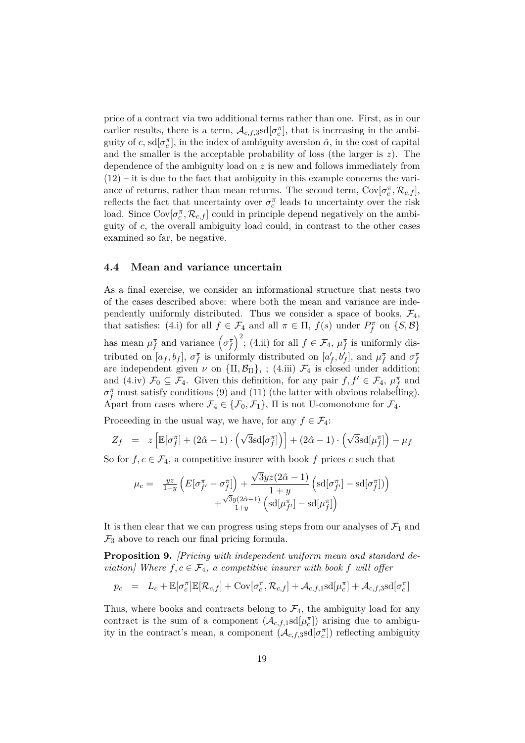price of a contract via two additional terms rather than one. First, as in our earlier results, there is a term, $\mathcal{A}_{c,f,3}\text{sd}[\sigma_c^\pi]$, that is increasing in the ambiguity of $c$, $\text{sd}[\sigma_c^\pi]$, in the index of ambiguity aversion $\hat{\alpha}$, in the cost of capital and the smaller is the acceptable probability of loss (the larger is $z$). The dependence of the ambiguity load on $z$ is new and follows immediately from (12) – it is due to the fact that ambiguity in this example concerns the variance of returns, rather than mean returns. The second term, $\text{Cov}[\sigma_c^\pi, \mathcal{R}_{c,f}]$, reflects the fact that uncertainty over $\sigma_c^\pi$ leads to uncertainty over the risk load. Since $\text{Cov}[\sigma_c^\pi, \mathcal{R}_{c,f}]$ could in principle depend negatively on the ambiguity of $c$, the overall ambiguity load could, in contrast to the other cases examined so far, be negative.

### 4.4 Mean and variance uncertain

As a final exercise, we consider an informational structure that nests two of the cases described above: where both the mean and variance are independently uniformly distributed. Thus we consider a space of books, $\mathcal{F}_4$, that satisfies: (4.i) for all $f \in \mathcal{F}_4$ and all $\pi \in \Pi$, $f(s)$ under $P_f^\pi$ on $\{S, \mathcal{B}\}$ has mean $\mu_f^\pi$ and variance $\left(\sigma_f^\pi\right)^2$; (4.ii) for all $f \in \mathcal{F}_4$, $\mu_f^\pi$ is uniformly distributed on $[a_f, b_f]$, $\sigma_f^\pi$ is uniformly distributed on $[a'_f, b'_f]$, and $\mu_f^\pi$ and $\sigma_f^\pi$ are independent given $\nu$ on $\{\Pi, \mathcal{B}_\Pi\}$, ; (4.iii) $\mathcal{F}_4$ is closed under addition; and (4.iv) $\mathcal{F}_0 \subseteq \mathcal{F}_4$. Given this definition, for any pair $f, f' \in \mathcal{F}_4$, $\mu_f^\pi$ and $\sigma_f^\pi$ must satisfy conditions (9) and (11) (the latter with obvious relabelling). Apart from cases where $\mathcal{F}_4 \in \{\mathcal{F}_0, \mathcal{F}_1\}$, $\Pi$ is not U-comonotone for $\mathcal{F}_4$.

Proceeding in the usual way, we have, for any $f \in \mathcal{F}_4$:

$$Z_f = z\left[\mathbb{E}[\sigma_f^\pi] + (2\hat{\alpha}-1)\cdot\left(\sqrt{3}\text{sd}[\sigma_f^\pi]\right)\right] + (2\hat{\alpha}-1)\cdot\left(\sqrt{3}\text{sd}[\mu_f^\pi]\right) - \mu_f$$

So for $f, c \in \mathcal{F}_4$, a competitive insurer with book $f$ prices $c$ such that

$$\mu_c = \tfrac{yz}{1+y}\left(E[\sigma_{f'}^\pi - \sigma_f^\pi]\right) + \frac{\sqrt{3}yz(2\hat{\alpha}-1)}{1+y}\left(\text{sd}[\sigma_{f'}^\pi] - \text{sd}[\sigma_f^\pi]\right) + \tfrac{\sqrt{3}y(2\hat{\alpha}-1)}{1+y}\left(\text{sd}[\mu_{f'}^\pi] - \text{sd}[\mu_f^\pi]\right)$$

It is then clear that we can progress using steps from our analyses of $\mathcal{F}_1$ and $\mathcal{F}_3$ above to reach our final pricing formula.

**Proposition 9.** *[Pricing with independent uniform mean and standard deviation] Where $f, c \in \mathcal{F}_4$, a competitive insurer with book $f$ will offer*

$$p_c = L_c + \mathbb{E}[\sigma_c^\pi]\mathbb{E}[\mathcal{R}_{c,f}] + \text{Cov}[\sigma_c^\pi, \mathcal{R}_{c,f}] + \mathcal{A}_{c,f,1}\text{sd}[\mu_c^\pi] + \mathcal{A}_{c,f,3}\text{sd}[\sigma_c^\pi]$$

Thus, where books and contracts belong to $\mathcal{F}_4$, the ambiguity load for any contract is the sum of a component ($\mathcal{A}_{c,f,1}\text{sd}[\mu_c^\pi]$) arising due to ambiguity in the contract's mean, a component ($\mathcal{A}_{c,f,3}\text{sd}[\sigma_c^\pi]$) reflecting ambiguity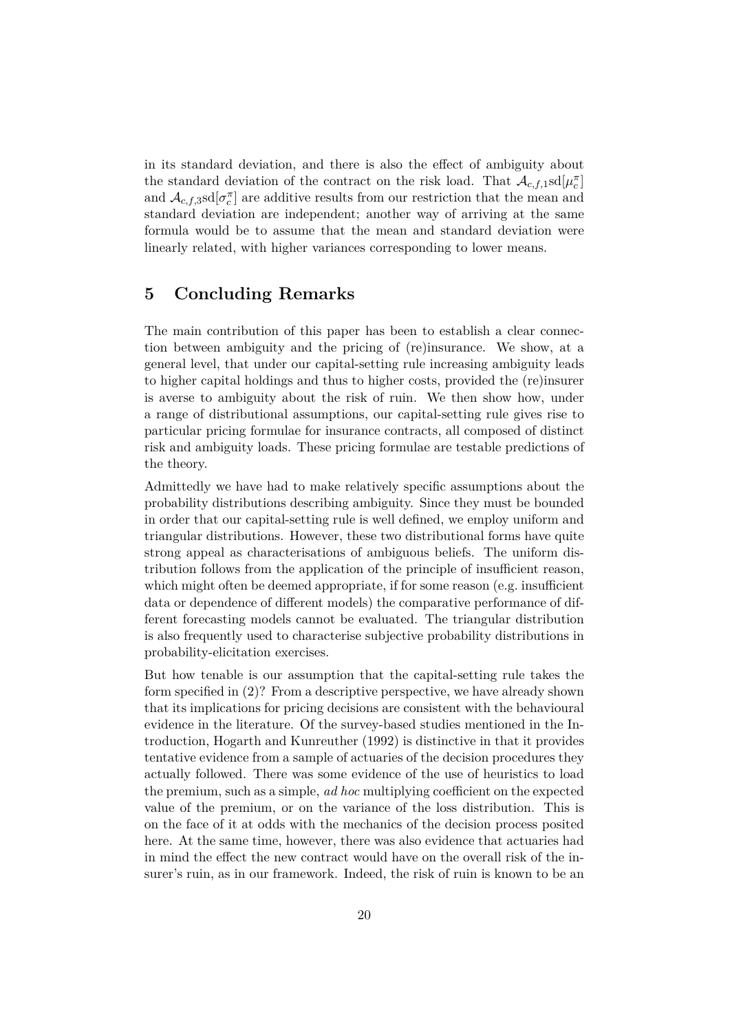in its standard deviation, and there is also the effect of ambiguity about the standard deviation of the contract on the risk load. That $\mathcal{A}_{c,f,1}\text{sd}[\mu_c^\pi]$ and $\mathcal{A}_{c,f,3}\text{sd}[\sigma_c^\pi]$ are additive results from our restriction that the mean and standard deviation are independent; another way of arriving at the same formula would be to assume that the mean and standard deviation were linearly related, with higher variances corresponding to lower means.

## 5 Concluding Remarks

The main contribution of this paper has been to establish a clear connection between ambiguity and the pricing of (re)insurance. We show, at a general level, that under our capital-setting rule increasing ambiguity leads to higher capital holdings and thus to higher costs, provided the (re)insurer is averse to ambiguity about the risk of ruin. We then show how, under a range of distributional assumptions, our capital-setting rule gives rise to particular pricing formulae for insurance contracts, all composed of distinct risk and ambiguity loads. These pricing formulae are testable predictions of the theory.

Admittedly we have had to make relatively specific assumptions about the probability distributions describing ambiguity. Since they must be bounded in order that our capital-setting rule is well defined, we employ uniform and triangular distributions. However, these two distributional forms have quite strong appeal as characterisations of ambiguous beliefs. The uniform distribution follows from the application of the principle of insufficient reason, which might often be deemed appropriate, if for some reason (e.g. insufficient data or dependence of different models) the comparative performance of different forecasting models cannot be evaluated. The triangular distribution is also frequently used to characterise subjective probability distributions in probability-elicitation exercises.

But how tenable is our assumption that the capital-setting rule takes the form specified in (2)? From a descriptive perspective, we have already shown that its implications for pricing decisions are consistent with the behavioural evidence in the literature. Of the survey-based studies mentioned in the Introduction, Hogarth and Kunreuther (1992) is distinctive in that it provides tentative evidence from a sample of actuaries of the decision procedures they actually followed. There was some evidence of the use of heuristics to load the premium, such as a simple, *ad hoc* multiplying coefficient on the expected value of the premium, or on the variance of the loss distribution. This is on the face of it at odds with the mechanics of the decision process posited here. At the same time, however, there was also evidence that actuaries had in mind the effect the new contract would have on the overall risk of the insurer's ruin, as in our framework. Indeed, the risk of ruin is known to be an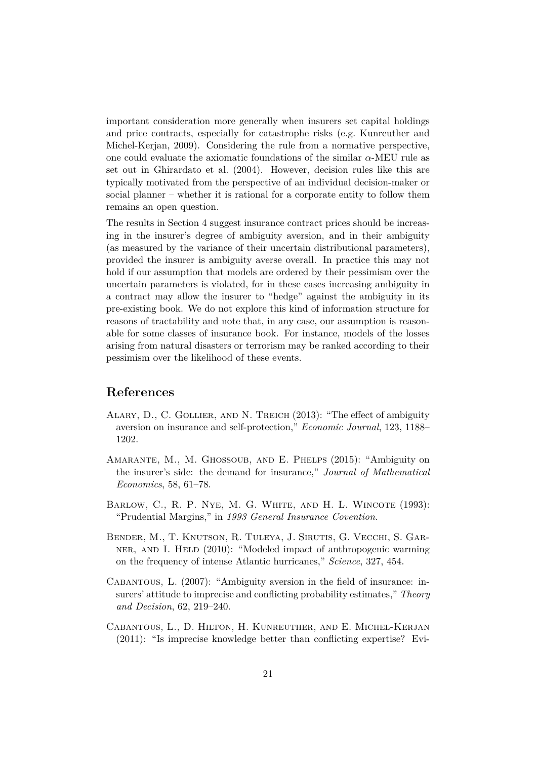important consideration more generally when insurers set capital holdings and price contracts, especially for catastrophe risks (e.g. Kunreuther and Michel-Kerjan, 2009). Considering the rule from a normative perspective, one could evaluate the axiomatic foundations of the similar $\alpha$-MEU rule as set out in Ghirardato et al. (2004). However, decision rules like this are typically motivated from the perspective of an individual decision-maker or social planner – whether it is rational for a corporate entity to follow them remains an open question.

The results in Section 4 suggest insurance contract prices should be increasing in the insurer's degree of ambiguity aversion, and in their ambiguity (as measured by the variance of their uncertain distributional parameters), provided the insurer is ambiguity averse overall. In practice this may not hold if our assumption that models are ordered by their pessimism over the uncertain parameters is violated, for in these cases increasing ambiguity in a contract may allow the insurer to "hedge" against the ambiguity in its pre-existing book. We do not explore this kind of information structure for reasons of tractability and note that, in any case, our assumption is reasonable for some classes of insurance book. For instance, models of the losses arising from natural disasters or terrorism may be ranked according to their pessimism over the likelihood of these events.

## References

Alary, D., C. Gollier, and N. Treich (2013): "The effect of ambiguity aversion on insurance and self-protection," *Economic Journal*, 123, 1188–1202.

Amarante, M., M. Ghossoub, and E. Phelps (2015): "Ambiguity on the insurer's side: the demand for insurance," *Journal of Mathematical Economics*, 58, 61–78.

Barlow, C., R. P. Nye, M. G. White, and H. L. Wincote (1993): "Prudential Margins," in *1993 General Insurance Covention*.

Bender, M., T. Knutson, R. Tuleya, J. Sirutis, G. Vecchi, S. Garner, and I. Held (2010): "Modeled impact of anthropogenic warming on the frequency of intense Atlantic hurricanes," *Science*, 327, 454.

Cabantous, L. (2007): "Ambiguity aversion in the field of insurance: insurers' attitude to imprecise and conflicting probability estimates," *Theory and Decision*, 62, 219–240.

Cabantous, L., D. Hilton, H. Kunreuther, and E. Michel-Kerjan (2011): "Is imprecise knowledge better than conflicting expertise? Evi-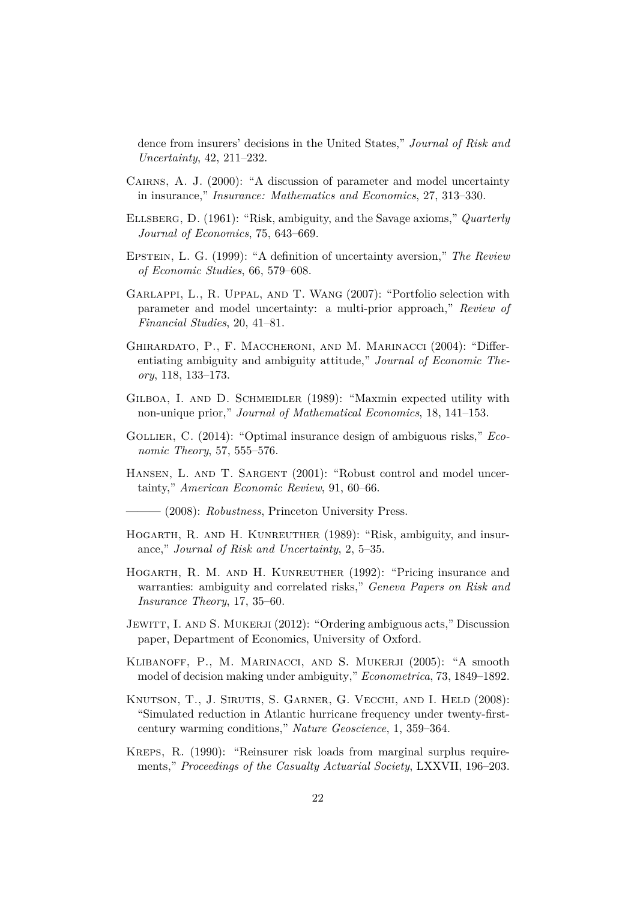dence from insurers' decisions in the United States," *Journal of Risk and Uncertainty*, 42, 211–232.

Cairns, A. J. (2000): "A discussion of parameter and model uncertainty in insurance," *Insurance: Mathematics and Economics*, 27, 313–330.

Ellsberg, D. (1961): "Risk, ambiguity, and the Savage axioms," *Quarterly Journal of Economics*, 75, 643–669.

Epstein, L. G. (1999): "A definition of uncertainty aversion," *The Review of Economic Studies*, 66, 579–608.

Garlappi, L., R. Uppal, and T. Wang (2007): "Portfolio selection with parameter and model uncertainty: a multi-prior approach," *Review of Financial Studies*, 20, 41–81.

Ghirardato, P., F. Maccheroni, and M. Marinacci (2004): "Differentiating ambiguity and ambiguity attitude," *Journal of Economic Theory*, 118, 133–173.

Gilboa, I. and D. Schmeidler (1989): "Maxmin expected utility with non-unique prior," *Journal of Mathematical Economics*, 18, 141–153.

Gollier, C. (2014): "Optimal insurance design of ambiguous risks," *Economic Theory*, 57, 555–576.

Hansen, L. and T. Sargent (2001): "Robust control and model uncertainty," *American Economic Review*, 91, 60–66.

——— (2008): *Robustness*, Princeton University Press.

Hogarth, R. and H. Kunreuther (1989): "Risk, ambiguity, and insurance," *Journal of Risk and Uncertainty*, 2, 5–35.

Hogarth, R. M. and H. Kunreuther (1992): "Pricing insurance and warranties: ambiguity and correlated risks," *Geneva Papers on Risk and Insurance Theory*, 17, 35–60.

Jewitt, I. and S. Mukerji (2012): "Ordering ambiguous acts," Discussion paper, Department of Economics, University of Oxford.

Klibanoff, P., M. Marinacci, and S. Mukerji (2005): "A smooth model of decision making under ambiguity," *Econometrica*, 73, 1849–1892.

Knutson, T., J. Sirutis, S. Garner, G. Vecchi, and I. Held (2008): "Simulated reduction in Atlantic hurricane frequency under twenty-first-century warming conditions," *Nature Geoscience*, 1, 359–364.

Kreps, R. (1990): "Reinsurer risk loads from marginal surplus requirements," *Proceedings of the Casualty Actuarial Society*, LXXVII, 196–203.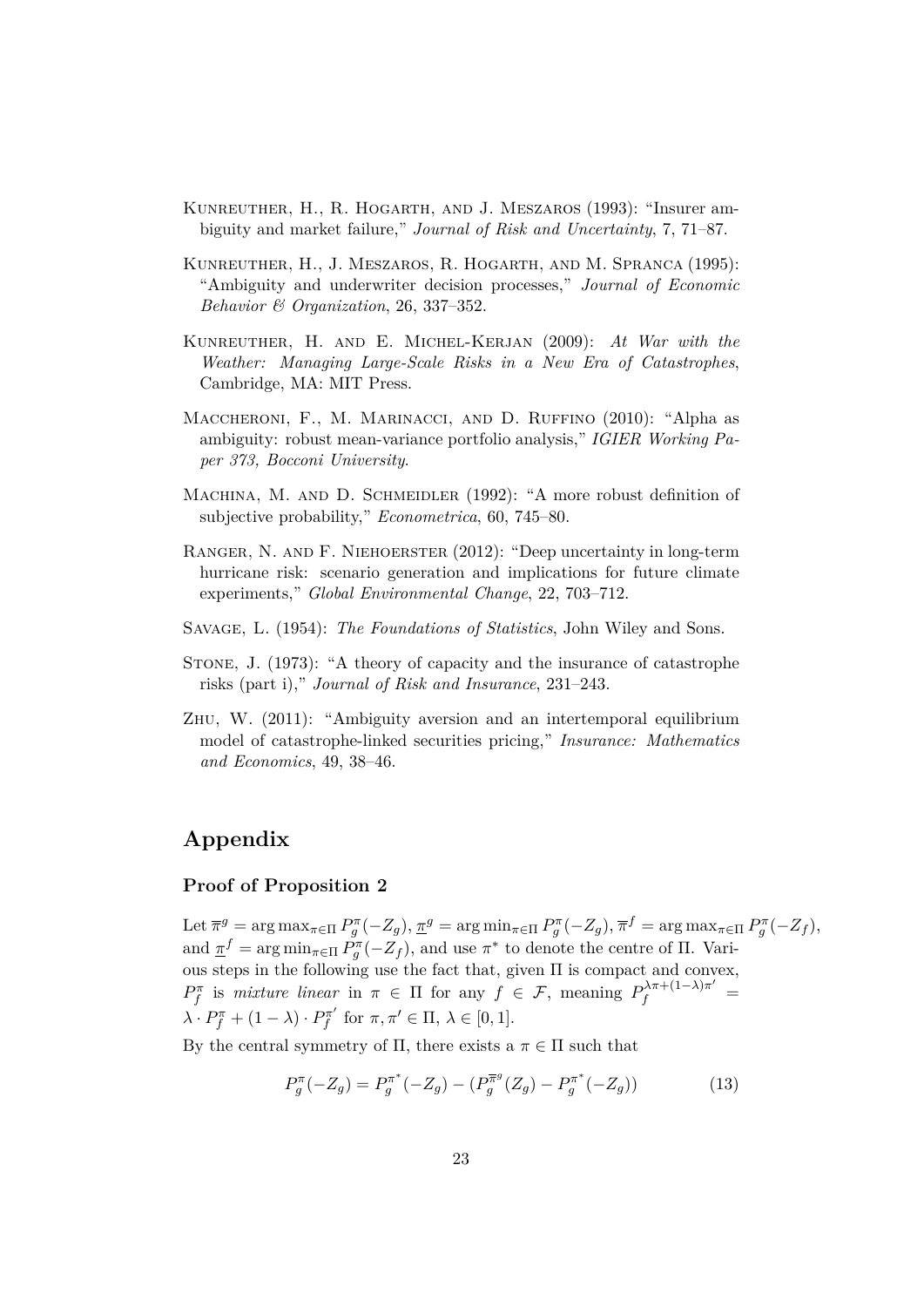Kunreuther, H., R. Hogarth, and J. Meszaros (1993): "Insurer ambiguity and market failure," *Journal of Risk and Uncertainty*, 7, 71–87.

Kunreuther, H., J. Meszaros, R. Hogarth, and M. Spranca (1995): "Ambiguity and underwriter decision processes," *Journal of Economic Behavior & Organization*, 26, 337–352.

Kunreuther, H. and E. Michel-Kerjan (2009): *At War with the Weather: Managing Large-Scale Risks in a New Era of Catastrophes*, Cambridge, MA: MIT Press.

Maccheroni, F., M. Marinacci, and D. Ruffino (2010): "Alpha as ambiguity: robust mean-variance portfolio analysis," *IGIER Working Paper 373, Bocconi University*.

Machina, M. and D. Schmeidler (1992): "A more robust definition of subjective probability," *Econometrica*, 60, 745–80.

Ranger, N. and F. Niehoerster (2012): "Deep uncertainty in long-term hurricane risk: scenario generation and implications for future climate experiments," *Global Environmental Change*, 22, 703–712.

Savage, L. (1954): *The Foundations of Statistics*, John Wiley and Sons.

Stone, J. (1973): "A theory of capacity and the insurance of catastrophe risks (part i)," *Journal of Risk and Insurance*, 231–243.

Zhu, W. (2011): "Ambiguity aversion and an intertemporal equilibrium model of catastrophe-linked securities pricing," *Insurance: Mathematics and Economics*, 49, 38–46.

# Appendix

### Proof of Proposition 2

Let $\overline{\pi}^g = \arg\max_{\pi\in\Pi} P^\pi_g(-Z_g)$, $\underline{\pi}^g = \arg\min_{\pi\in\Pi} P^\pi_g(-Z_g)$, $\overline{\pi}^f = \arg\max_{\pi\in\Pi} P^\pi_g(-Z_f)$, and $\underline{\pi}^f = \arg\min_{\pi\in\Pi} P^\pi_g(-Z_f)$, and use $\pi^*$ to denote the centre of $\Pi$. Various steps in the following use the fact that, given $\Pi$ is compact and convex, $P^\pi_f$ is *mixture linear* in $\pi \in \Pi$ for any $f \in \mathcal{F}$, meaning $P_f^{\lambda\pi+(1-\lambda)\pi'} = \lambda \cdot P^\pi_f + (1-\lambda)\cdot P^{\pi'}_f$ for $\pi, \pi' \in \Pi$, $\lambda \in [0,1]$.

By the central symmetry of $\Pi$, there exists a $\pi \in \Pi$ such that

$$P^\pi_g(-Z_g) = P^{\pi^*}_g(-Z_g) - (P^{\overline{\pi}^g}_g(Z_g) - P^{\pi^*}_g(-Z_g)) \tag{13}$$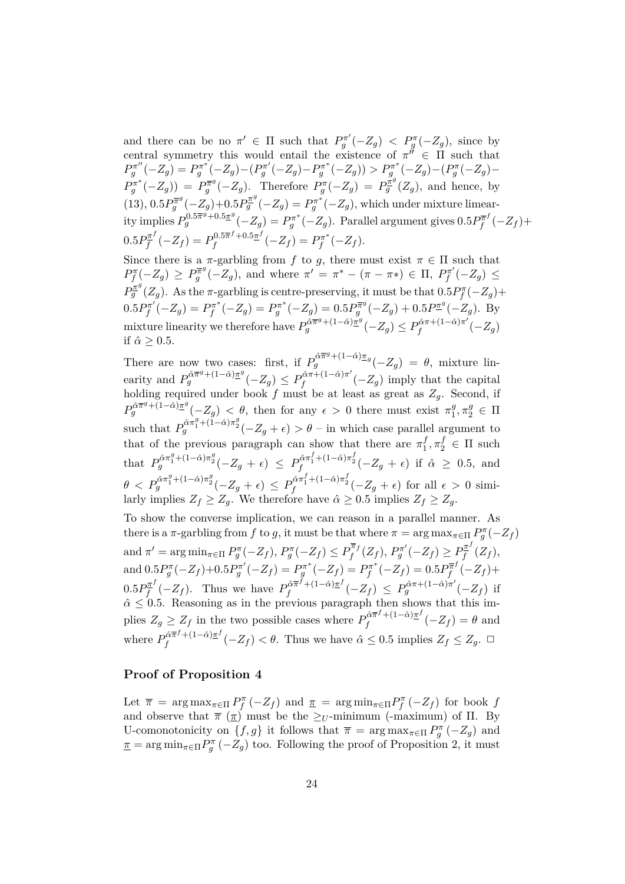and there can be no $\pi' \in \Pi$ such that $P_g^{\pi'}(-Z_g) < P_g^{\pi}(-Z_g)$, since by central symmetry this would entail the existence of $\pi'' \in \Pi$ such that $P_g^{\pi''}(-Z_g) = P_g^{\pi^*}(-Z_g) - (P_g^{\pi'}(-Z_g) - P_g^{\pi^*}(-Z_g)) > P_g^{\pi^*}(-Z_g) - (P_g^{\pi}(-Z_g) - P_g^{\pi^*}(-Z_g)) = P_g^{\overline{\pi}^g}(-Z_g)$. Therefore $P_g^{\pi}(-Z_g) = P_g^{\underline{\pi}^g}(Z_g)$, and hence, by (13), $0.5P_g^{\overline{\pi}^g}(-Z_g) + 0.5P_g^{\underline{\pi}^g}(-Z_g) = P_g^{\pi^*}(-Z_g)$, which under mixture linearity implies $P_g^{0.5\overline{\pi}^g + 0.5\underline{\pi}^g}(-Z_g) = P_g^{\pi^*}(-Z_g)$. Parallel argument gives $0.5P_f^{\overline{\pi}^f}(-Z_f) + 0.5P_f^{\underline{\pi}^f}(-Z_f) = P_f^{0.5\overline{\pi}^f + 0.5\underline{\pi}^f}(-Z_f) = P_f^{\pi^*}(-Z_f)$.

Since there is a $\pi$-garbling from $f$ to $g$, there must exist $\pi \in \Pi$ such that $P_f^{\pi}(-Z_g) \geq P_g^{\overline{\pi}^g}(-Z_g)$, and where $\pi' = \pi^* - (\pi - \pi*) \in \Pi$, $P_f^{\pi'}(-Z_g) \leq P_g^{\underline{\pi}^g}(Z_g)$. As the $\pi$-garbling is centre-preserving, it must be that $0.5P_f^{\pi}(-Z_g) + 0.5P_f^{\pi'}(-Z_g) = P_f^{\pi^*}(-Z_g) = P_g^{\pi^*}(-Z_g) = 0.5P_g^{\overline{\pi}^g}(-Z_g) + 0.5P^{\underline{\pi}^g}(-Z_g)$. By mixture linearity we therefore have $P_g^{\hat{\alpha}\overline{\pi}^g + (1-\hat{\alpha})\underline{\pi}^g}(-Z_g) \leq P_f^{\hat{\alpha}\pi + (1-\hat{\alpha})\pi'}(-Z_g)$ if $\hat{\alpha} \geq 0.5$.

There are now two cases: first, if $P_g^{\hat{\alpha}\overline{\pi}^g + (1-\hat{\alpha})\underline{\pi}_g}(-Z_g) = \theta$, mixture linearity and $P_g^{\hat{\alpha}\overline{\pi}^g + (1-\hat{\alpha})\underline{\pi}^g}(-Z_g) \leq P_f^{\hat{\alpha}\pi + (1-\hat{\alpha})\pi'}(-Z_g)$ imply that the capital holding required under book $f$ must be at least as great as $Z_g$. Second, if $P_g^{\hat{\alpha}\overline{\pi}^g + (1-\hat{\alpha})\underline{\pi}^g}(-Z_g) < \theta$, then for any $\epsilon > 0$ there must exist $\pi_1^g, \pi_2^g \in \Pi$ such that $P_g^{\hat{\alpha}\pi_1^g + (1-\hat{\alpha})\pi_2^g}(-Z_g + \epsilon) > \theta$ – in which case parallel argument to that of the previous paragraph can show that there are $\pi_1^f, \pi_2^f \in \Pi$ such that $P_g^{\hat{\alpha}\pi_1^g + (1-\hat{\alpha})\pi_2^g}(-Z_g + \epsilon) \leq P_f^{\hat{\alpha}\pi_1^f + (1-\hat{\alpha})\pi_2^f}(-Z_g + \epsilon)$ if $\hat{\alpha} \geq 0.5$, and $\theta < P_g^{\hat{\alpha}\pi_1^g + (1-\hat{\alpha})\pi_2^g}(-Z_g + \epsilon) \leq P_f^{\hat{\alpha}\pi_1^f + (1-\hat{\alpha})\pi_2^f}(-Z_g + \epsilon)$ for all $\epsilon > 0$ similarly implies $Z_f \geq Z_g$. We therefore have $\hat{\alpha} \geq 0.5$ implies $Z_f \geq Z_g$.

To show the converse implication, we can reason in a parallel manner. As there is a $\pi$-garbling from $f$ to $g$, it must be that where $\pi = \arg\max_{\pi \in \Pi} P_g^{\pi}(-Z_f)$ and $\pi' = \arg\min_{\pi \in \Pi} P_g^{\pi}(-Z_f)$, $P_g^{\pi}(-Z_f) \leq P_f^{\overline{\pi}_f}(Z_f)$, $P_g^{\pi'}(-Z_f) \geq P_f^{\underline{\pi}^f}(Z_f)$, and $0.5P_g^{\pi}(-Z_f) + 0.5P_g^{\pi'}(-Z_f) = P_g^{\pi^*}(-Z_f) = P_f^{\pi^*}(-Z_f) = 0.5P_f^{\overline{\pi}^f}(-Z_f) + 0.5P_f^{\underline{\pi}^f}(-Z_f)$. Thus we have $P_f^{\hat{\alpha}\overline{\pi}^f + (1-\hat{\alpha})\underline{\pi}^f}(-Z_f) \leq P_g^{\hat{\alpha}\pi + (1-\hat{\alpha})\pi'}(-Z_f)$ if $\hat{\alpha} \leq 0.5$. Reasoning as in the previous paragraph then shows that this implies $Z_g \geq Z_f$ in the two possible cases where $P_f^{\hat{\alpha}\overline{\pi}^f + (1-\hat{\alpha})\underline{\pi}^f}(-Z_f) = \theta$ and where $P_f^{\hat{\alpha}\overline{\pi}^f + (1-\hat{\alpha})\underline{\pi}^f}(-Z_f) < \theta$. Thus we have $\hat{\alpha} \leq 0.5$ implies $Z_f \leq Z_g$. □

### Proof of Proposition 4

Let $\overline{\pi} = \arg\max_{\pi \in \Pi} P_f^{\pi}(-Z_f)$ and $\underline{\pi} = \arg\min_{\pi \in \Pi} P_f^{\pi}(-Z_f)$ for book $f$ and observe that $\overline{\pi}$ ($\underline{\pi}$) must be the $\geq_U$-minimum (-maximum) of $\Pi$. By U-comonotonicity on $\{f, g\}$ it follows that $\overline{\pi} = \arg\max_{\pi \in \Pi} P_g^{\pi}(-Z_g)$ and $\underline{\pi} = \arg\min_{\pi \in \Pi} P_g^{\pi}(-Z_g)$ too. Following the proof of Proposition 2, it must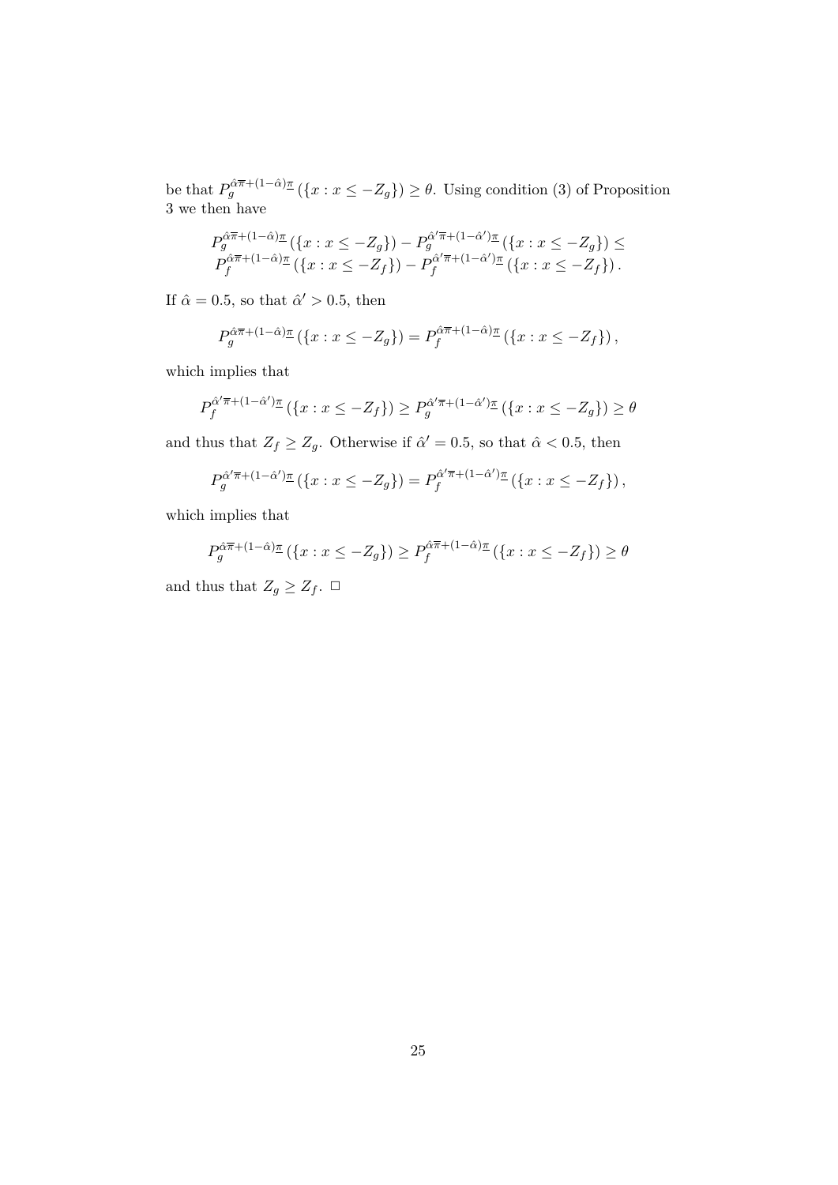be that $P_g^{\hat{\alpha}\overline{\pi}+(1-\hat{\alpha})\underline{\pi}}\left(\{x : x \leq -Z_g\}\right) \geq \theta$. Using condition (3) of Proposition 3 we then have

$$
\begin{aligned}
&P_g^{\hat{\alpha}\overline{\pi}+(1-\hat{\alpha})\underline{\pi}}\left(\{x : x \leq -Z_g\}\right) - P_g^{\hat{\alpha}'\overline{\pi}+(1-\hat{\alpha}')\underline{\pi}}\left(\{x : x \leq -Z_g\}\right) \leq \\
&P_f^{\hat{\alpha}\overline{\pi}+(1-\hat{\alpha})\underline{\pi}}\left(\{x : x \leq -Z_f\}\right) - P_f^{\hat{\alpha}'\overline{\pi}+(1-\hat{\alpha}')\underline{\pi}}\left(\{x : x \leq -Z_f\}\right).
\end{aligned}
$$

If $\hat{\alpha} = 0.5$, so that $\hat{\alpha}' > 0.5$, then

$$
P_g^{\hat{\alpha}\overline{\pi}+(1-\hat{\alpha})\underline{\pi}}\left(\{x : x \leq -Z_g\}\right) = P_f^{\hat{\alpha}\overline{\pi}+(1-\hat{\alpha})\underline{\pi}}\left(\{x : x \leq -Z_f\}\right),
$$

which implies that

$$
P_f^{\hat{\alpha}'\overline{\pi}+(1-\hat{\alpha}')\underline{\pi}}\left(\{x : x \leq -Z_f\}\right) \geq P_g^{\hat{\alpha}'\overline{\pi}+(1-\hat{\alpha}')\underline{\pi}}\left(\{x : x \leq -Z_g\}\right) \geq \theta
$$

and thus that $Z_f \geq Z_g$. Otherwise if $\hat{\alpha}' = 0.5$, so that $\hat{\alpha} < 0.5$, then

$$
P_g^{\hat{\alpha}'\overline{\pi}+(1-\hat{\alpha}')\underline{\pi}}\left(\{x : x \leq -Z_g\}\right) = P_f^{\hat{\alpha}'\overline{\pi}+(1-\hat{\alpha}')\underline{\pi}}\left(\{x : x \leq -Z_f\}\right),
$$

which implies that

$$
P_g^{\hat{\alpha}\overline{\pi}+(1-\hat{\alpha})\underline{\pi}}\left(\{x : x \leq -Z_g\}\right) \geq P_f^{\hat{\alpha}\overline{\pi}+(1-\hat{\alpha})\underline{\pi}}\left(\{x : x \leq -Z_f\}\right) \geq \theta
$$

and thus that $Z_g \geq Z_f$. $\square$